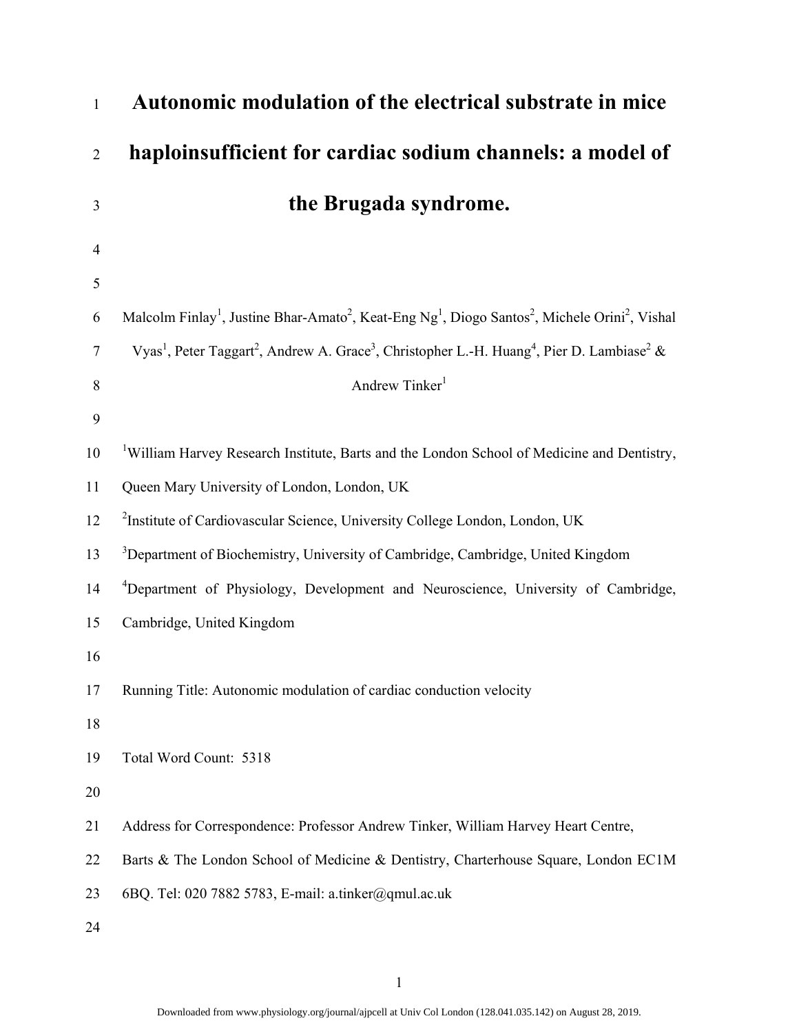# Autonomic modulation of the electrical substrate in mice haploinsufficient for cardiac sodium channels: a model of the Brugada syndrome.

Malcolm Finlay[1], Justine Bhar-Amato[2], Keat-Eng Ng[1], Diogo Santos[2], Michele Orini[2], Vishal Vyas[1], Peter Taggart[2], Andrew A. Grace[3], Christopher L.-H. Huang[4], Pier D. Lambiase[2] & Andrew Tinker[1]

[1]William Harvey Research Institute, Barts and the London School of Medicine and Dentistry, Queen Mary University of London, London, UK

[2]Institute of Cardiovascular Science, University College London, London, UK

[3]Department of Biochemistry, University of Cambridge, Cambridge, United Kingdom

[4]Department of Physiology, Development and Neuroscience, University of Cambridge, Cambridge, United Kingdom

Running Title: Autonomic modulation of cardiac conduction velocity

Total Word Count: 5318

Address for Correspondence: Professor Andrew Tinker, William Harvey Heart Centre, Barts & The London School of Medicine & Dentistry, Charterhouse Square, London EC1M 6BQ. Tel: 020 7882 5783, E-mail: a.tinker@qmul.ac.uk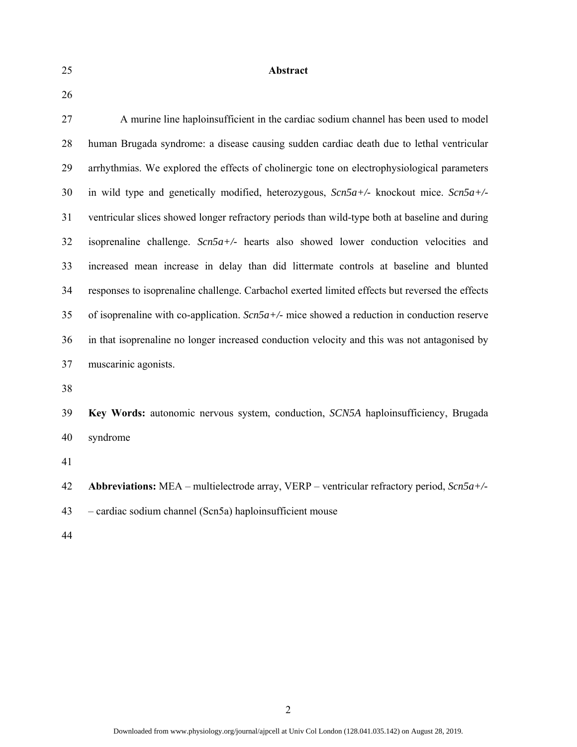## Abstract

A murine line haploinsufficient in the cardiac sodium channel has been used to model human Brugada syndrome: a disease causing sudden cardiac death due to lethal ventricular arrhythmias. We explored the effects of cholinergic tone on electrophysiological parameters in wild type and genetically modified, heterozygous, *Scn5a+/-* knockout mice. *Scn5a+/-* ventricular slices showed longer refractory periods than wild-type both at baseline and during isoprenaline challenge. *Scn5a+/-* hearts also showed lower conduction velocities and increased mean increase in delay than did littermate controls at baseline and blunted responses to isoprenaline challenge. Carbachol exerted limited effects but reversed the effects of isoprenaline with co-application. *Scn5a+/-* mice showed a reduction in conduction reserve in that isoprenaline no longer increased conduction velocity and this was not antagonised by muscarinic agonists.

**Key Words:** autonomic nervous system, conduction, *SCN5A* haploinsufficiency, Brugada syndrome

**Abbreviations:** MEA – multielectrode array, VERP – ventricular refractory period, *Scn5a+/-* – cardiac sodium channel (Scn5a) haploinsufficient mouse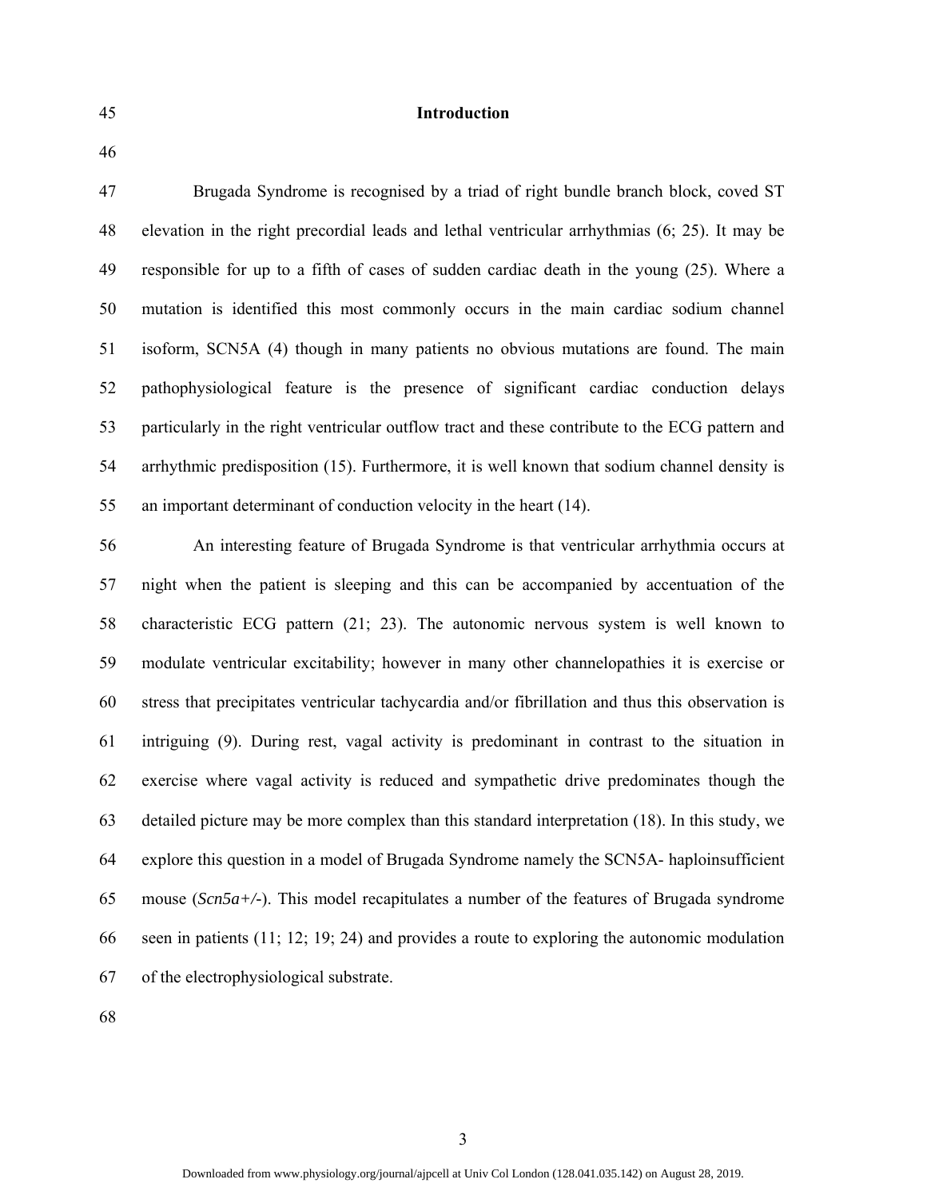## Introduction

Brugada Syndrome is recognised by a triad of right bundle branch block, coved ST elevation in the right precordial leads and lethal ventricular arrhythmias (6; 25). It may be responsible for up to a fifth of cases of sudden cardiac death in the young (25). Where a mutation is identified this most commonly occurs in the main cardiac sodium channel isoform, SCN5A (4) though in many patients no obvious mutations are found. The main pathophysiological feature is the presence of significant cardiac conduction delays particularly in the right ventricular outflow tract and these contribute to the ECG pattern and arrhythmic predisposition (15). Furthermore, it is well known that sodium channel density is an important determinant of conduction velocity in the heart (14).

An interesting feature of Brugada Syndrome is that ventricular arrhythmia occurs at night when the patient is sleeping and this can be accompanied by accentuation of the characteristic ECG pattern (21; 23). The autonomic nervous system is well known to modulate ventricular excitability; however in many other channelopathies it is exercise or stress that precipitates ventricular tachycardia and/or fibrillation and thus this observation is intriguing (9). During rest, vagal activity is predominant in contrast to the situation in exercise where vagal activity is reduced and sympathetic drive predominates though the detailed picture may be more complex than this standard interpretation (18). In this study, we explore this question in a model of Brugada Syndrome namely the SCN5A- haploinsufficient mouse (*Scn5a+/-*). This model recapitulates a number of the features of Brugada syndrome seen in patients (11; 12; 19; 24) and provides a route to exploring the autonomic modulation of the electrophysiological substrate.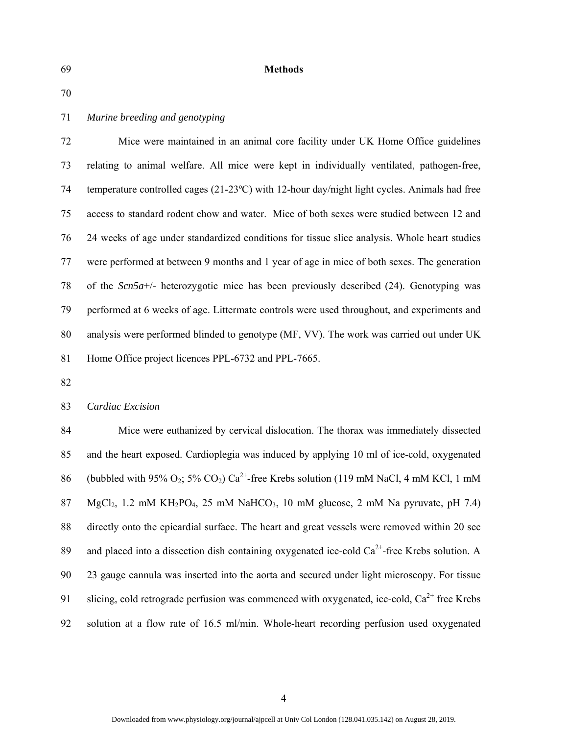## Methods

*Murine breeding and genotyping*

Mice were maintained in an animal core facility under UK Home Office guidelines relating to animal welfare. All mice were kept in individually ventilated, pathogen-free, temperature controlled cages (21-23ºC) with 12-hour day/night light cycles. Animals had free access to standard rodent chow and water. Mice of both sexes were studied between 12 and 24 weeks of age under standardized conditions for tissue slice analysis. Whole heart studies were performed at between 9 months and 1 year of age in mice of both sexes. The generation of the *Scn5a*+/- heterozygotic mice has been previously described (24). Genotyping was performed at 6 weeks of age. Littermate controls were used throughout, and experiments and analysis were performed blinded to genotype (MF, VV). The work was carried out under UK Home Office project licences PPL-6732 and PPL-7665.

*Cardiac Excision*

Mice were euthanized by cervical dislocation. The thorax was immediately dissected and the heart exposed. Cardioplegia was induced by applying 10 ml of ice-cold, oxygenated (bubbled with 95% $O_2$; 5% $CO_2$) $Ca^{2+}$-free Krebs solution (119 mM NaCl, 4 mM KCl, 1 mM $MgCl_2$, 1.2 mM $KH_2PO_4$, 25 mM $NaHCO_3$, 10 mM glucose, 2 mM Na pyruvate, pH 7.4) directly onto the epicardial surface. The heart and great vessels were removed within 20 sec and placed into a dissection dish containing oxygenated ice-cold $Ca^{2+}$-free Krebs solution. A 23 gauge cannula was inserted into the aorta and secured under light microscopy. For tissue slicing, cold retrograde perfusion was commenced with oxygenated, ice-cold, $Ca^{2+}$ free Krebs solution at a flow rate of 16.5 ml/min. Whole-heart recording perfusion used oxygenated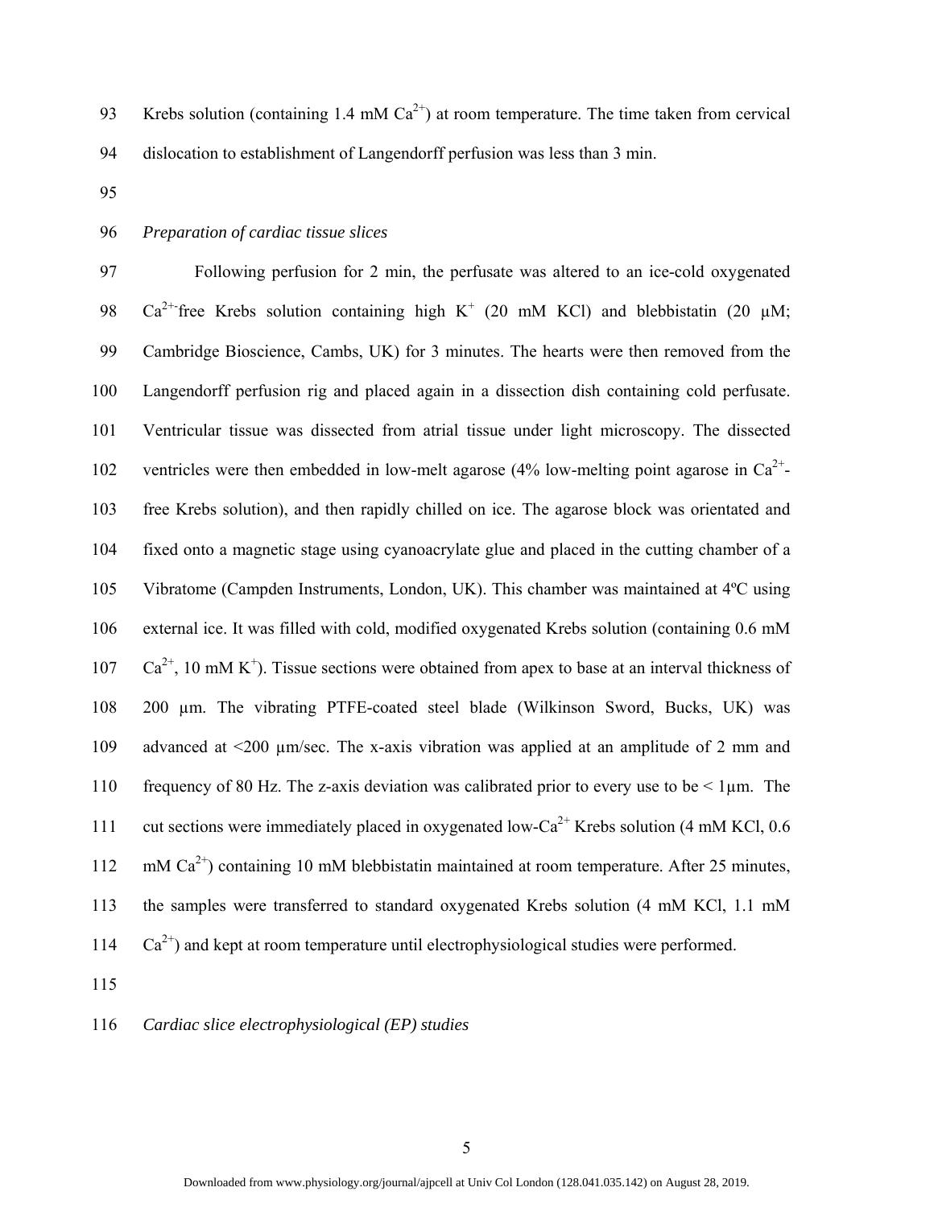Krebs solution (containing 1.4 mM $Ca^{2+}$) at room temperature. The time taken from cervical dislocation to establishment of Langendorff perfusion was less than 3 min.

*Preparation of cardiac tissue slices*

Following perfusion for 2 min, the perfusate was altered to an ice-cold oxygenated $Ca^{2+}$-free Krebs solution containing high $K^+$ (20 mM KCl) and blebbistatin (20 μM; Cambridge Bioscience, Cambs, UK) for 3 minutes. The hearts were then removed from the Langendorff perfusion rig and placed again in a dissection dish containing cold perfusate. Ventricular tissue was dissected from atrial tissue under light microscopy. The dissected ventricles were then embedded in low-melt agarose (4% low-melting point agarose in $Ca^{2+}$-free Krebs solution), and then rapidly chilled on ice. The agarose block was orientated and fixed onto a magnetic stage using cyanoacrylate glue and placed in the cutting chamber of a Vibratome (Campden Instruments, London, UK). This chamber was maintained at 4ºC using external ice. It was filled with cold, modified oxygenated Krebs solution (containing 0.6 mM $Ca^{2+}$, 10 mM $K^+$). Tissue sections were obtained from apex to base at an interval thickness of 200 μm. The vibrating PTFE-coated steel blade (Wilkinson Sword, Bucks, UK) was advanced at <200 μm/sec. The x-axis vibration was applied at an amplitude of 2 mm and frequency of 80 Hz. The z-axis deviation was calibrated prior to every use to be < 1μm. The cut sections were immediately placed in oxygenated low-$Ca^{2+}$ Krebs solution (4 mM KCl, 0.6 mM $Ca^{2+}$) containing 10 mM blebbistatin maintained at room temperature. After 25 minutes, the samples were transferred to standard oxygenated Krebs solution (4 mM KCl, 1.1 mM $Ca^{2+}$) and kept at room temperature until electrophysiological studies were performed.

*Cardiac slice electrophysiological (EP) studies*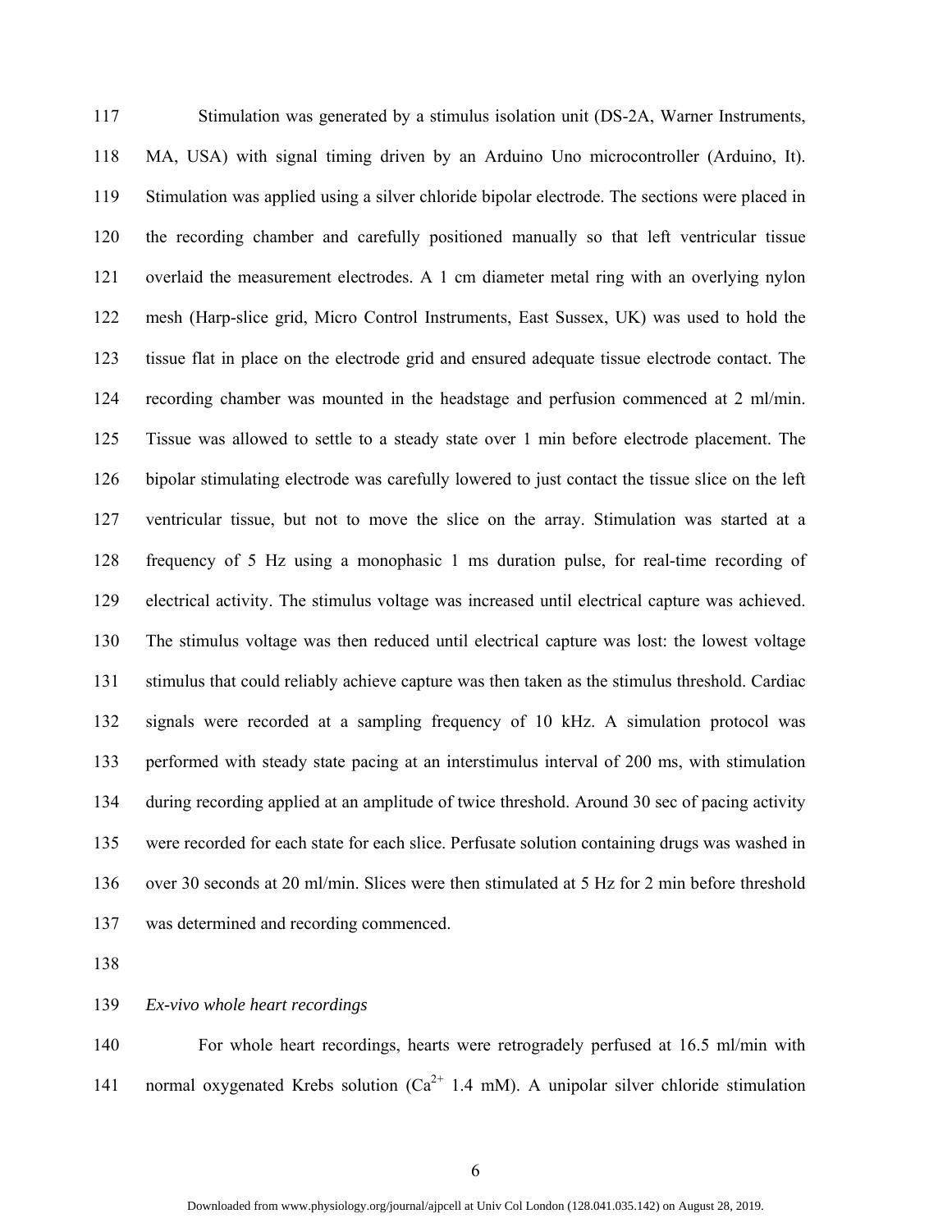Stimulation was generated by a stimulus isolation unit (DS-2A, Warner Instruments, MA, USA) with signal timing driven by an Arduino Uno microcontroller (Arduino, It). Stimulation was applied using a silver chloride bipolar electrode. The sections were placed in the recording chamber and carefully positioned manually so that left ventricular tissue overlaid the measurement electrodes. A 1 cm diameter metal ring with an overlying nylon mesh (Harp-slice grid, Micro Control Instruments, East Sussex, UK) was used to hold the tissue flat in place on the electrode grid and ensured adequate tissue electrode contact. The recording chamber was mounted in the headstage and perfusion commenced at 2 ml/min. Tissue was allowed to settle to a steady state over 1 min before electrode placement. The bipolar stimulating electrode was carefully lowered to just contact the tissue slice on the left ventricular tissue, but not to move the slice on the array. Stimulation was started at a frequency of 5 Hz using a monophasic 1 ms duration pulse, for real-time recording of electrical activity. The stimulus voltage was increased until electrical capture was achieved. The stimulus voltage was then reduced until electrical capture was lost: the lowest voltage stimulus that could reliably achieve capture was then taken as the stimulus threshold. Cardiac signals were recorded at a sampling frequency of 10 kHz. A simulation protocol was performed with steady state pacing at an interstimulus interval of 200 ms, with stimulation during recording applied at an amplitude of twice threshold. Around 30 sec of pacing activity were recorded for each state for each slice. Perfusate solution containing drugs was washed in over 30 seconds at 20 ml/min. Slices were then stimulated at 5 Hz for 2 min before threshold was determined and recording commenced.

*Ex-vivo whole heart recordings*

For whole heart recordings, hearts were retrogradely perfused at 16.5 ml/min with normal oxygenated Krebs solution ($Ca^{2+}$ 1.4 mM). A unipolar silver chloride stimulation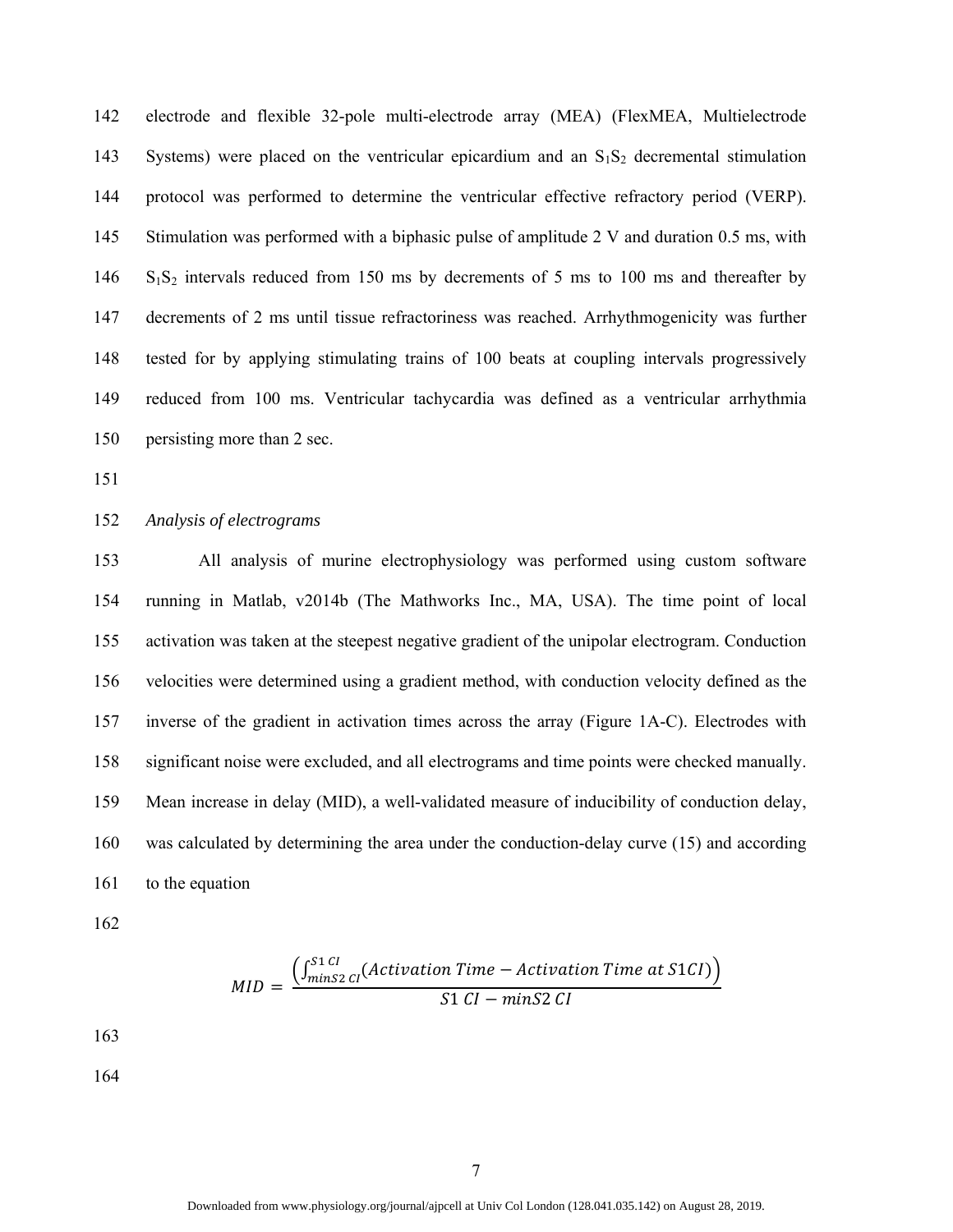electrode and flexible 32-pole multi-electrode array (MEA) (FlexMEA, Multielectrode Systems) were placed on the ventricular epicardium and an $S_1S_2$ decremental stimulation protocol was performed to determine the ventricular effective refractory period (VERP). Stimulation was performed with a biphasic pulse of amplitude 2 V and duration 0.5 ms, with $S_1S_2$ intervals reduced from 150 ms by decrements of 5 ms to 100 ms and thereafter by decrements of 2 ms until tissue refractoriness was reached. Arrhythmogenicity was further tested for by applying stimulating trains of 100 beats at coupling intervals progressively reduced from 100 ms. Ventricular tachycardia was defined as a ventricular arrhythmia persisting more than 2 sec.

*Analysis of electrograms*

All analysis of murine electrophysiology was performed using custom software running in Matlab, v2014b (The Mathworks Inc., MA, USA). The time point of local activation was taken at the steepest negative gradient of the unipolar electrogram. Conduction velocities were determined using a gradient method, with conduction velocity defined as the inverse of the gradient in activation times across the array (Figure 1A-C). Electrodes with significant noise were excluded, and all electrograms and time points were checked manually. Mean increase in delay (MID), a well-validated measure of inducibility of conduction delay, was calculated by determining the area under the conduction-delay curve (15) and according to the equation

$$MID = \frac{\left(\int_{minS2\ CI}^{S1\ CI}(Activation\ Time - Activation\ Time\ at\ S1CI)\right)}{S1\ CI - minS2\ CI}$$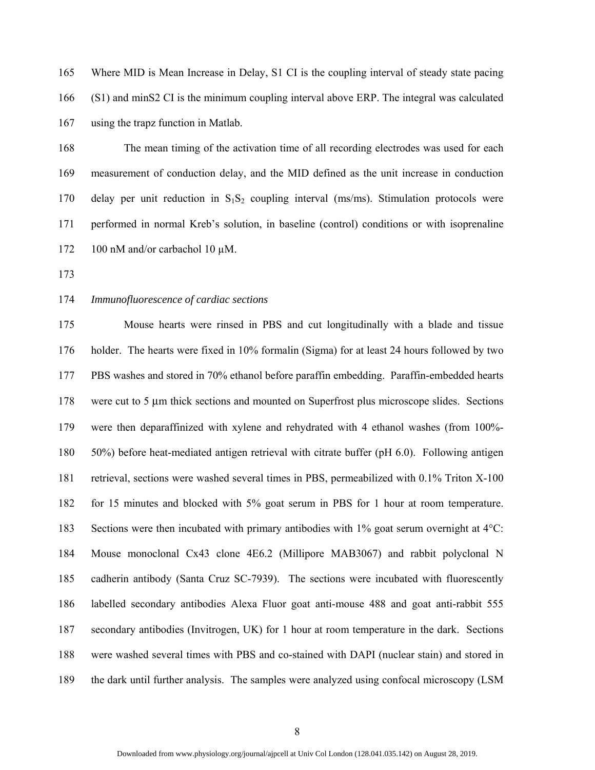Where MID is Mean Increase in Delay, S1 CI is the coupling interval of steady state pacing (S1) and minS2 CI is the minimum coupling interval above ERP. The integral was calculated using the trapz function in Matlab.

The mean timing of the activation time of all recording electrodes was used for each measurement of conduction delay, and the MID defined as the unit increase in conduction delay per unit reduction in $S_1S_2$ coupling interval (ms/ms). Stimulation protocols were performed in normal Kreb's solution, in baseline (control) conditions or with isoprenaline 100 nM and/or carbachol 10 μM.

*Immunofluorescence of cardiac sections*

Mouse hearts were rinsed in PBS and cut longitudinally with a blade and tissue holder. The hearts were fixed in 10% formalin (Sigma) for at least 24 hours followed by two PBS washes and stored in 70% ethanol before paraffin embedding. Paraffin-embedded hearts were cut to 5 μm thick sections and mounted on Superfrost plus microscope slides. Sections were then deparaffinized with xylene and rehydrated with 4 ethanol washes (from 100%-50%) before heat-mediated antigen retrieval with citrate buffer (pH 6.0). Following antigen retrieval, sections were washed several times in PBS, permeabilized with 0.1% Triton X-100 for 15 minutes and blocked with 5% goat serum in PBS for 1 hour at room temperature. Sections were then incubated with primary antibodies with 1% goat serum overnight at 4°C: Mouse monoclonal Cx43 clone 4E6.2 (Millipore MAB3067) and rabbit polyclonal N cadherin antibody (Santa Cruz SC-7939). The sections were incubated with fluorescently labelled secondary antibodies Alexa Fluor goat anti-mouse 488 and goat anti-rabbit 555 secondary antibodies (Invitrogen, UK) for 1 hour at room temperature in the dark. Sections were washed several times with PBS and co-stained with DAPI (nuclear stain) and stored in the dark until further analysis. The samples were analyzed using confocal microscopy (LSM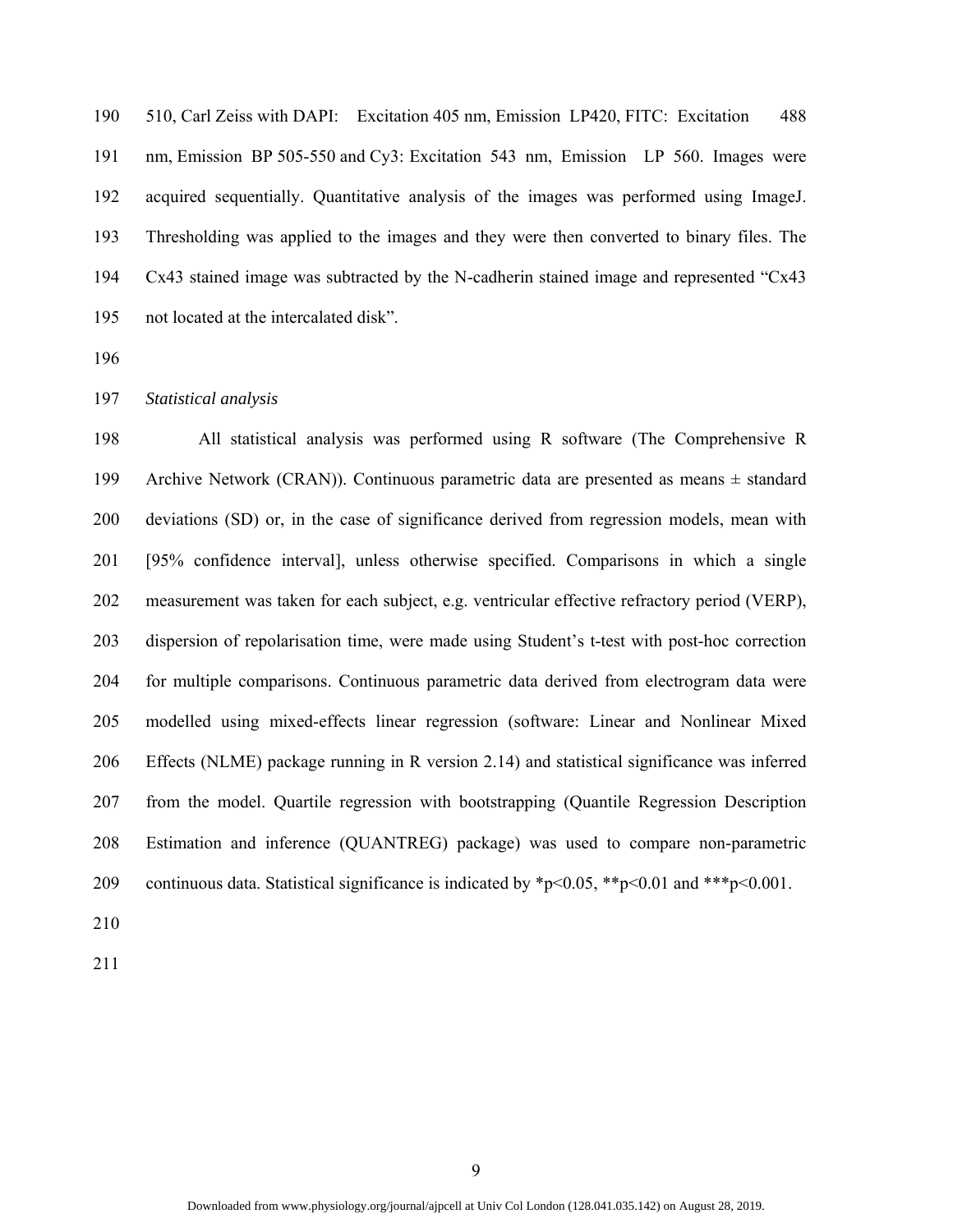510, Carl Zeiss with DAPI: Excitation 405 nm, Emission LP420, FITC: Excitation 488 nm, Emission BP 505-550 and Cy3: Excitation 543 nm, Emission LP 560. Images were acquired sequentially. Quantitative analysis of the images was performed using ImageJ. Thresholding was applied to the images and they were then converted to binary files. The Cx43 stained image was subtracted by the N-cadherin stained image and represented "Cx43 not located at the intercalated disk".

*Statistical analysis*

All statistical analysis was performed using R software (The Comprehensive R Archive Network (CRAN)). Continuous parametric data are presented as means ± standard deviations (SD) or, in the case of significance derived from regression models, mean with [95% confidence interval], unless otherwise specified. Comparisons in which a single measurement was taken for each subject, e.g. ventricular effective refractory period (VERP), dispersion of repolarisation time, were made using Student's t-test with post-hoc correction for multiple comparisons. Continuous parametric data derived from electrogram data were modelled using mixed-effects linear regression (software: Linear and Nonlinear Mixed Effects (NLME) package running in R version 2.14) and statistical significance was inferred from the model. Quartile regression with bootstrapping (Quantile Regression Description Estimation and inference (QUANTREG) package) was used to compare non-parametric continuous data. Statistical significance is indicated by *$p<0.05$, **$p<0.01$ and ***$p<0.001$.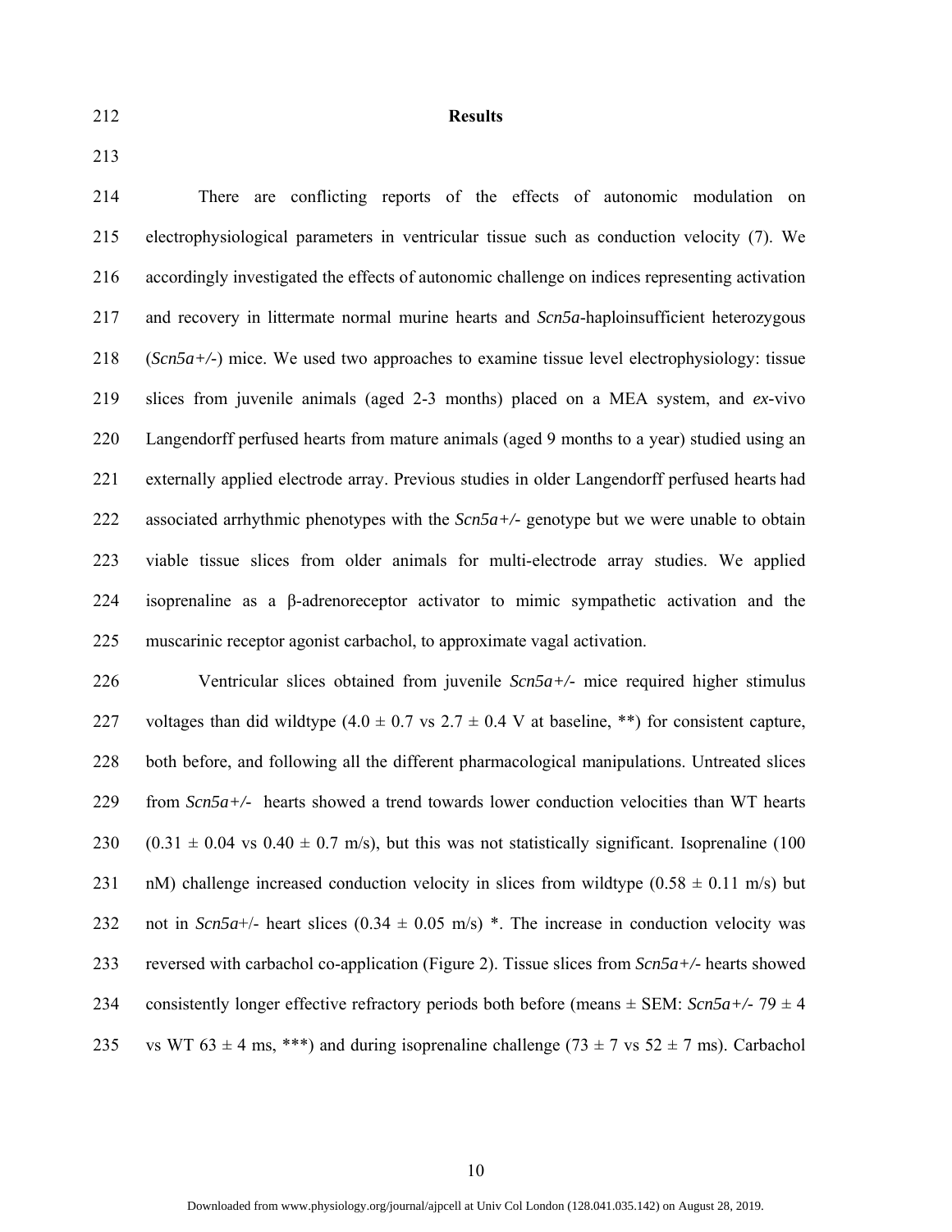## Results

There are conflicting reports of the effects of autonomic modulation on electrophysiological parameters in ventricular tissue such as conduction velocity (7). We accordingly investigated the effects of autonomic challenge on indices representing activation and recovery in littermate normal murine hearts and *Scn5a*-haploinsufficient heterozygous (*Scn5a+/-*) mice. We used two approaches to examine tissue level electrophysiology: tissue slices from juvenile animals (aged 2-3 months) placed on a MEA system, and *ex*-vivo Langendorff perfused hearts from mature animals (aged 9 months to a year) studied using an externally applied electrode array. Previous studies in older Langendorff perfused hearts had associated arrhythmic phenotypes with the *Scn5a+/-* genotype but we were unable to obtain viable tissue slices from older animals for multi-electrode array studies. We applied isoprenaline as a β-adrenoreceptor activator to mimic sympathetic activation and the muscarinic receptor agonist carbachol, to approximate vagal activation.

Ventricular slices obtained from juvenile *Scn5a+/-* mice required higher stimulus voltages than did wildtype ($4.0 \pm 0.7$ vs $2.7 \pm 0.4$ V at baseline, **) for consistent capture, both before, and following all the different pharmacological manipulations. Untreated slices from *Scn5a+/-* hearts showed a trend towards lower conduction velocities than WT hearts ($0.31 \pm 0.04$ vs $0.40 \pm 0.7$ m/s), but this was not statistically significant. Isoprenaline (100 nM) challenge increased conduction velocity in slices from wildtype ($0.58 \pm 0.11$ m/s) but not in *Scn5a*+/- heart slices ($0.34 \pm 0.05$ m/s) *. The increase in conduction velocity was reversed with carbachol co-application (Figure 2). Tissue slices from *Scn5a+/-* hearts showed consistently longer effective refractory periods both before (means ± SEM: *Scn5a+/-* $79 \pm 4$ vs WT $63 \pm 4$ ms, ***) and during isoprenaline challenge ($73 \pm 7$ vs $52 \pm 7$ ms). Carbachol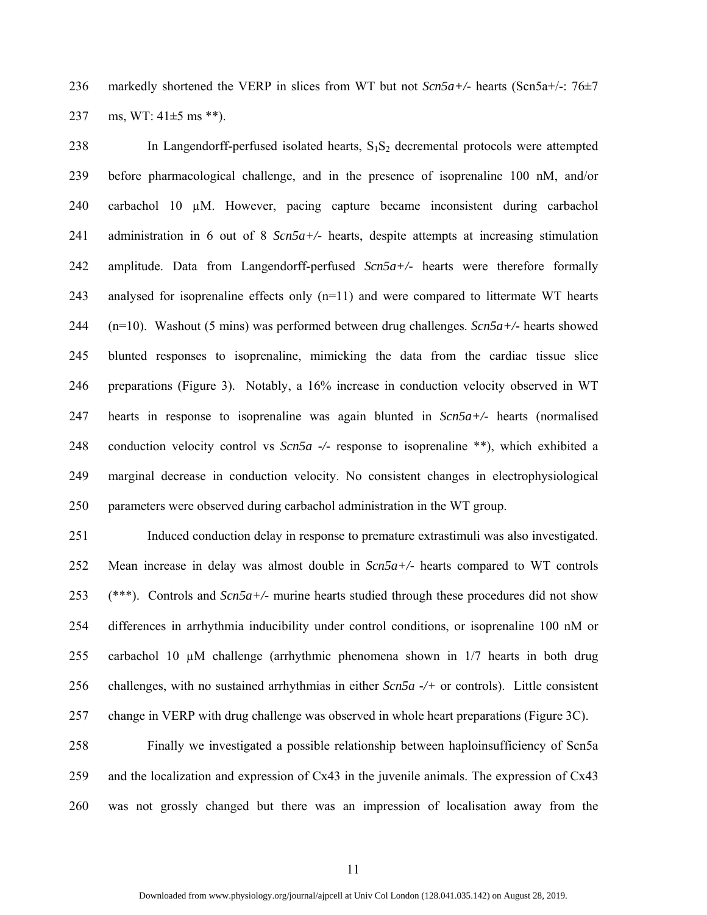markedly shortened the VERP in slices from WT but not *Scn5a+/-* hearts (Scn5a+/-: 76±7 ms, WT: 41±5 ms **).

In Langendorff-perfused isolated hearts, $S_1S_2$ decremental protocols were attempted before pharmacological challenge, and in the presence of isoprenaline 100 nM, and/or carbachol 10 μM. However, pacing capture became inconsistent during carbachol administration in 6 out of 8 *Scn5a+/-* hearts, despite attempts at increasing stimulation amplitude. Data from Langendorff-perfused *Scn5a+/-* hearts were therefore formally analysed for isoprenaline effects only (n=11) and were compared to littermate WT hearts (n=10). Washout (5 mins) was performed between drug challenges. *Scn5a+/-* hearts showed blunted responses to isoprenaline, mimicking the data from the cardiac tissue slice preparations (Figure 3). Notably, a 16% increase in conduction velocity observed in WT hearts in response to isoprenaline was again blunted in *Scn5a+/-* hearts (normalised conduction velocity control vs *Scn5a -/-* response to isoprenaline **), which exhibited a marginal decrease in conduction velocity. No consistent changes in electrophysiological parameters were observed during carbachol administration in the WT group.

Induced conduction delay in response to premature extrastimuli was also investigated. Mean increase in delay was almost double in *Scn5a+/-* hearts compared to WT controls (***). Controls and *Scn5a+/-* murine hearts studied through these procedures did not show differences in arrhythmia inducibility under control conditions, or isoprenaline 100 nM or carbachol 10 μM challenge (arrhythmic phenomena shown in 1/7 hearts in both drug challenges, with no sustained arrhythmias in either *Scn5a -/+* or controls). Little consistent change in VERP with drug challenge was observed in whole heart preparations (Figure 3C).

Finally we investigated a possible relationship between haploinsufficiency of Scn5a and the localization and expression of Cx43 in the juvenile animals. The expression of Cx43 was not grossly changed but there was an impression of localisation away from the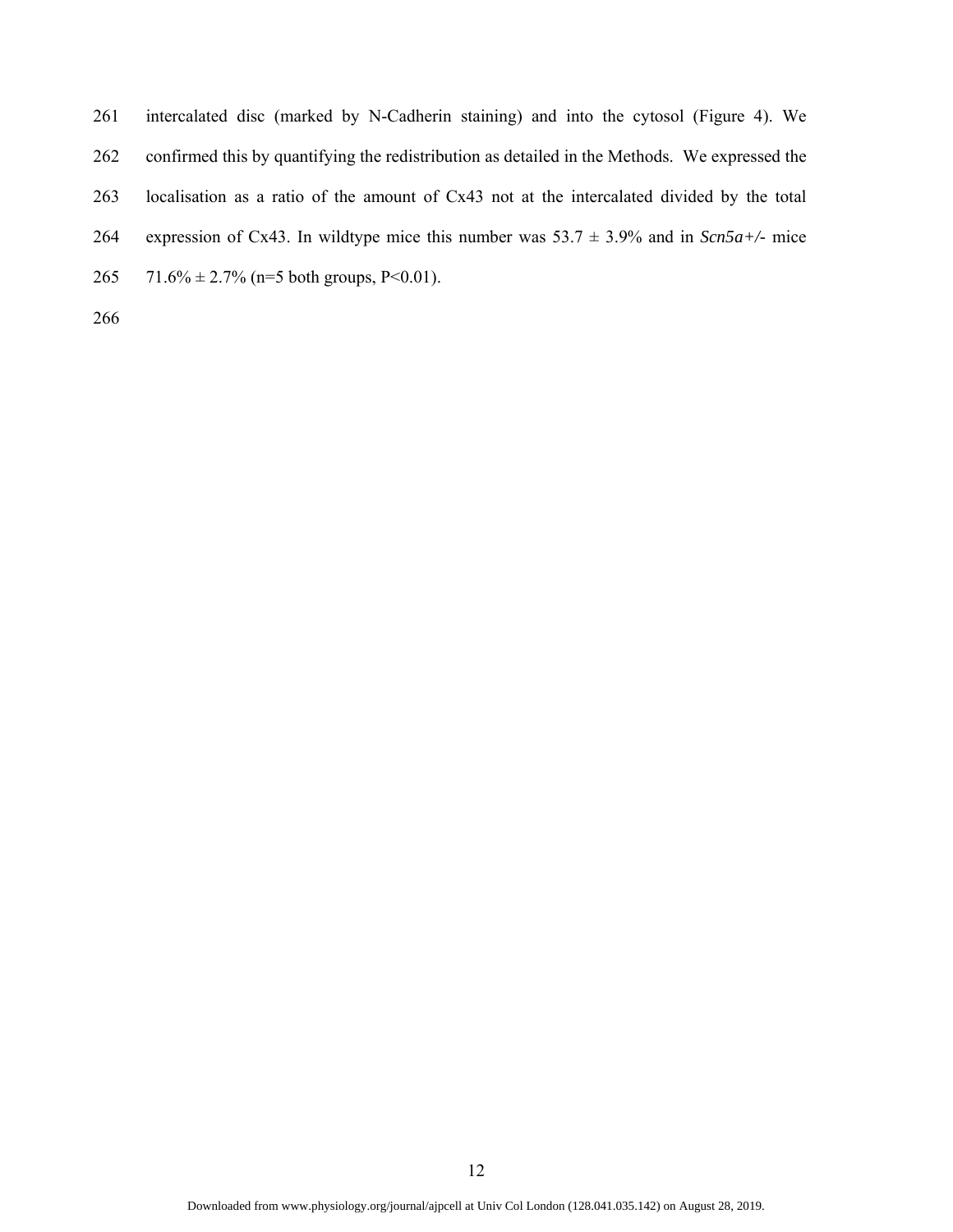intercalated disc (marked by N-Cadherin staining) and into the cytosol (Figure 4). We confirmed this by quantifying the redistribution as detailed in the Methods. We expressed the localisation as a ratio of the amount of Cx43 not at the intercalated divided by the total expression of Cx43. In wildtype mice this number was 53.7 ± 3.9% and in *Scn5a+/-* mice 71.6% ± 2.7% (n=5 both groups, $P<0.01$).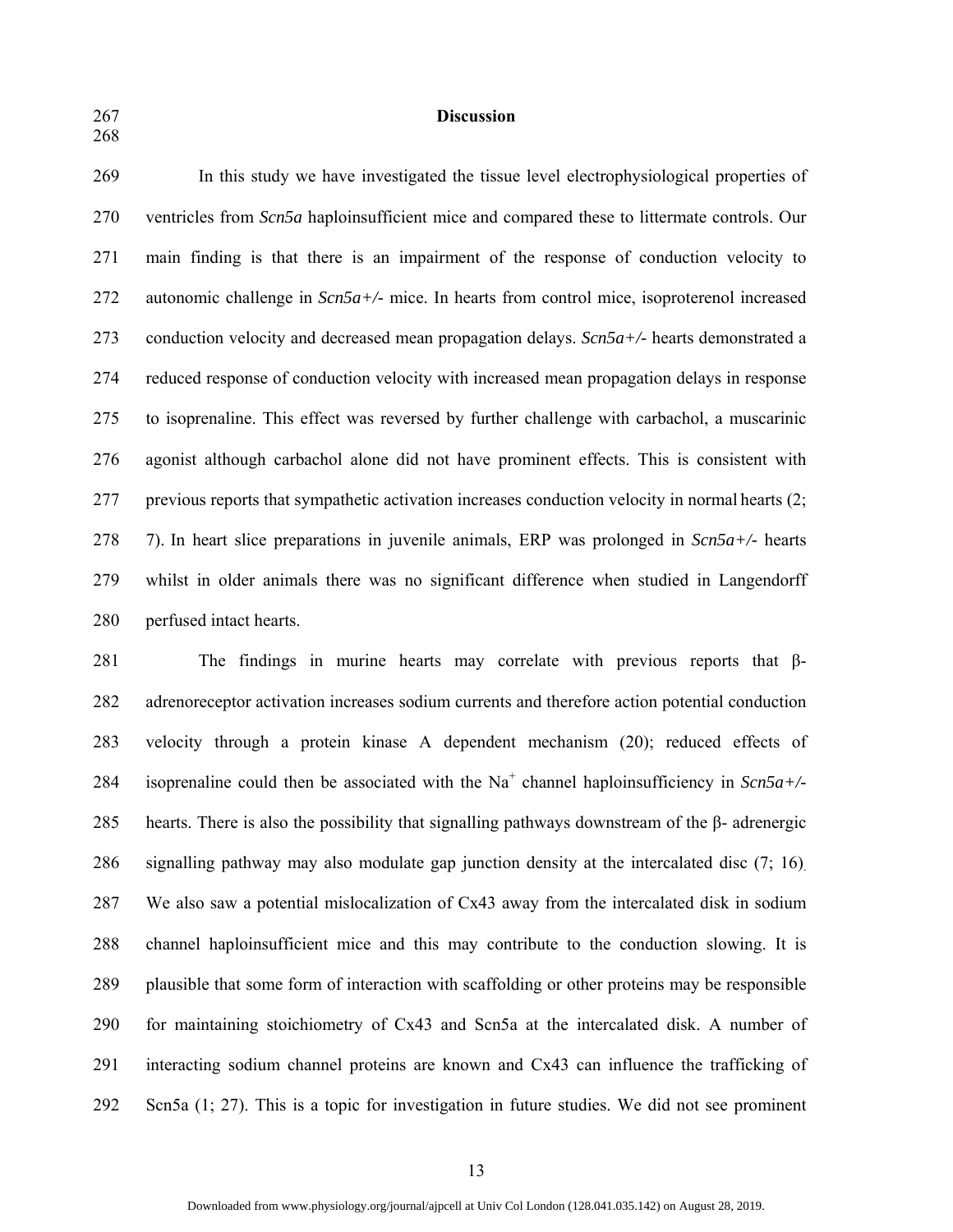## Discussion

In this study we have investigated the tissue level electrophysiological properties of ventricles from *Scn5a* haploinsufficient mice and compared these to littermate controls. Our main finding is that there is an impairment of the response of conduction velocity to autonomic challenge in *Scn5a+/-* mice. In hearts from control mice, isoproterenol increased conduction velocity and decreased mean propagation delays. *Scn5a+/-* hearts demonstrated a reduced response of conduction velocity with increased mean propagation delays in response to isoprenaline. This effect was reversed by further challenge with carbachol, a muscarinic agonist although carbachol alone did not have prominent effects. This is consistent with previous reports that sympathetic activation increases conduction velocity in normal hearts (2; 7). In heart slice preparations in juvenile animals, ERP was prolonged in *Scn5a+/-* hearts whilst in older animals there was no significant difference when studied in Langendorff perfused intact hearts.

The findings in murine hearts may correlate with previous reports that β-adrenoreceptor activation increases sodium currents and therefore action potential conduction velocity through a protein kinase A dependent mechanism (20); reduced effects of isoprenaline could then be associated with the $Na^+$ channel haploinsufficiency in *Scn5a+/-* hearts. There is also the possibility that signalling pathways downstream of the β- adrenergic signalling pathway may also modulate gap junction density at the intercalated disc (7; 16). We also saw a potential mislocalization of Cx43 away from the intercalated disk in sodium channel haploinsufficient mice and this may contribute to the conduction slowing. It is plausible that some form of interaction with scaffolding or other proteins may be responsible for maintaining stoichiometry of Cx43 and Scn5a at the intercalated disk. A number of interacting sodium channel proteins are known and Cx43 can influence the trafficking of Scn5a (1; 27). This is a topic for investigation in future studies. We did not see prominent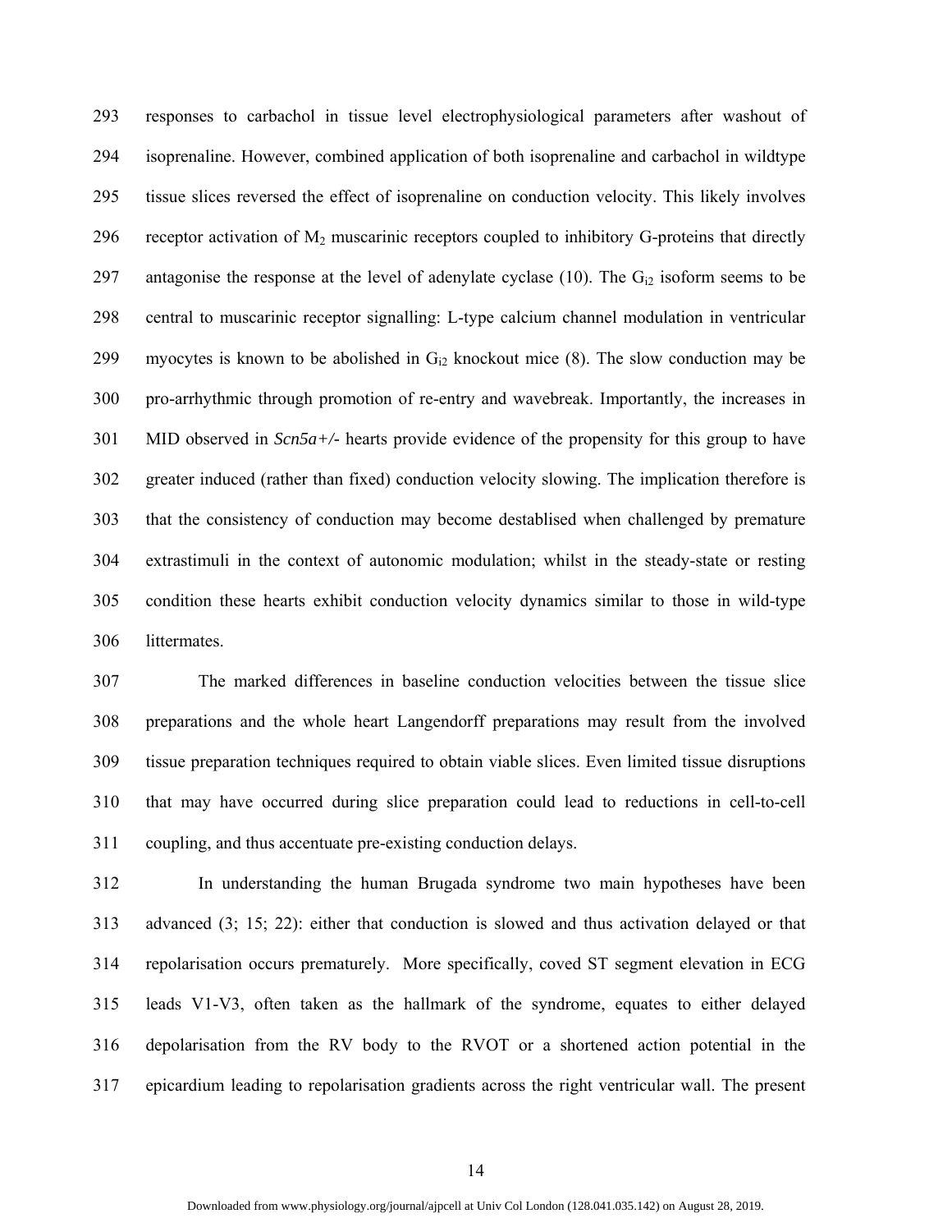responses to carbachol in tissue level electrophysiological parameters after washout of isoprenaline. However, combined application of both isoprenaline and carbachol in wildtype tissue slices reversed the effect of isoprenaline on conduction velocity. This likely involves receptor activation of $M_2$ muscarinic receptors coupled to inhibitory G-proteins that directly antagonise the response at the level of adenylate cyclase (10). The $G_{i2}$ isoform seems to be central to muscarinic receptor signalling: L-type calcium channel modulation in ventricular myocytes is known to be abolished in $G_{i2}$ knockout mice (8). The slow conduction may be pro-arrhythmic through promotion of re-entry and wavebreak. Importantly, the increases in MID observed in *Scn5a+/-* hearts provide evidence of the propensity for this group to have greater induced (rather than fixed) conduction velocity slowing. The implication therefore is that the consistency of conduction may become destablised when challenged by premature extrastimuli in the context of autonomic modulation; whilst in the steady-state or resting condition these hearts exhibit conduction velocity dynamics similar to those in wild-type littermates.

The marked differences in baseline conduction velocities between the tissue slice preparations and the whole heart Langendorff preparations may result from the involved tissue preparation techniques required to obtain viable slices. Even limited tissue disruptions that may have occurred during slice preparation could lead to reductions in cell-to-cell coupling, and thus accentuate pre-existing conduction delays.

In understanding the human Brugada syndrome two main hypotheses have been advanced (3; 15; 22): either that conduction is slowed and thus activation delayed or that repolarisation occurs prematurely. More specifically, coved ST segment elevation in ECG leads V1-V3, often taken as the hallmark of the syndrome, equates to either delayed depolarisation from the RV body to the RVOT or a shortened action potential in the epicardium leading to repolarisation gradients across the right ventricular wall. The present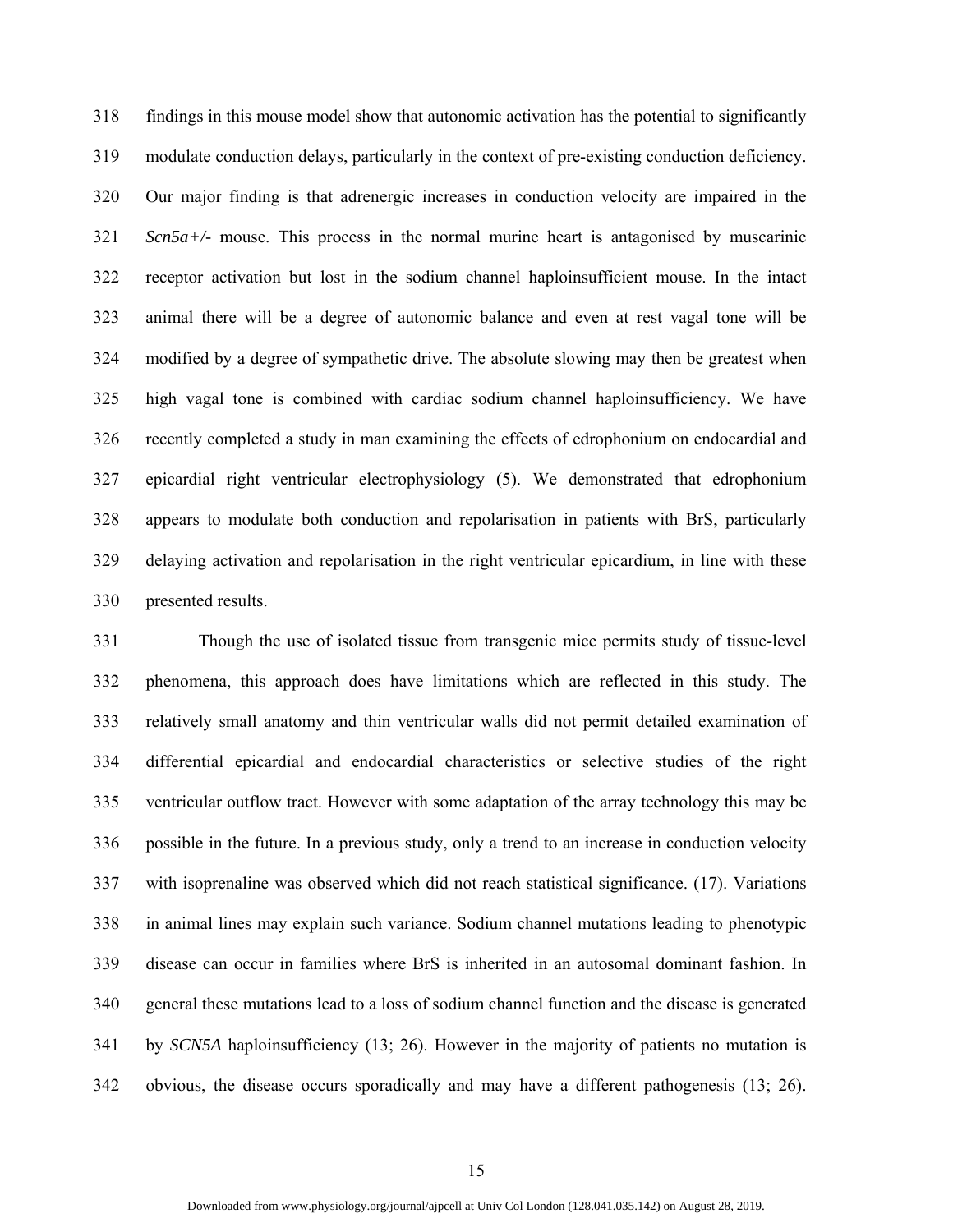findings in this mouse model show that autonomic activation has the potential to significantly modulate conduction delays, particularly in the context of pre-existing conduction deficiency. Our major finding is that adrenergic increases in conduction velocity are impaired in the *Scn5a+/-* mouse. This process in the normal murine heart is antagonised by muscarinic receptor activation but lost in the sodium channel haploinsufficient mouse. In the intact animal there will be a degree of autonomic balance and even at rest vagal tone will be modified by a degree of sympathetic drive. The absolute slowing may then be greatest when high vagal tone is combined with cardiac sodium channel haploinsufficiency. We have recently completed a study in man examining the effects of edrophonium on endocardial and epicardial right ventricular electrophysiology (5). We demonstrated that edrophonium appears to modulate both conduction and repolarisation in patients with BrS, particularly delaying activation and repolarisation in the right ventricular epicardium, in line with these presented results.

Though the use of isolated tissue from transgenic mice permits study of tissue-level phenomena, this approach does have limitations which are reflected in this study. The relatively small anatomy and thin ventricular walls did not permit detailed examination of differential epicardial and endocardial characteristics or selective studies of the right ventricular outflow tract. However with some adaptation of the array technology this may be possible in the future. In a previous study, only a trend to an increase in conduction velocity with isoprenaline was observed which did not reach statistical significance. (17). Variations in animal lines may explain such variance. Sodium channel mutations leading to phenotypic disease can occur in families where BrS is inherited in an autosomal dominant fashion. In general these mutations lead to a loss of sodium channel function and the disease is generated by *SCN5A* haploinsufficiency (13; 26). However in the majority of patients no mutation is obvious, the disease occurs sporadically and may have a different pathogenesis (13; 26).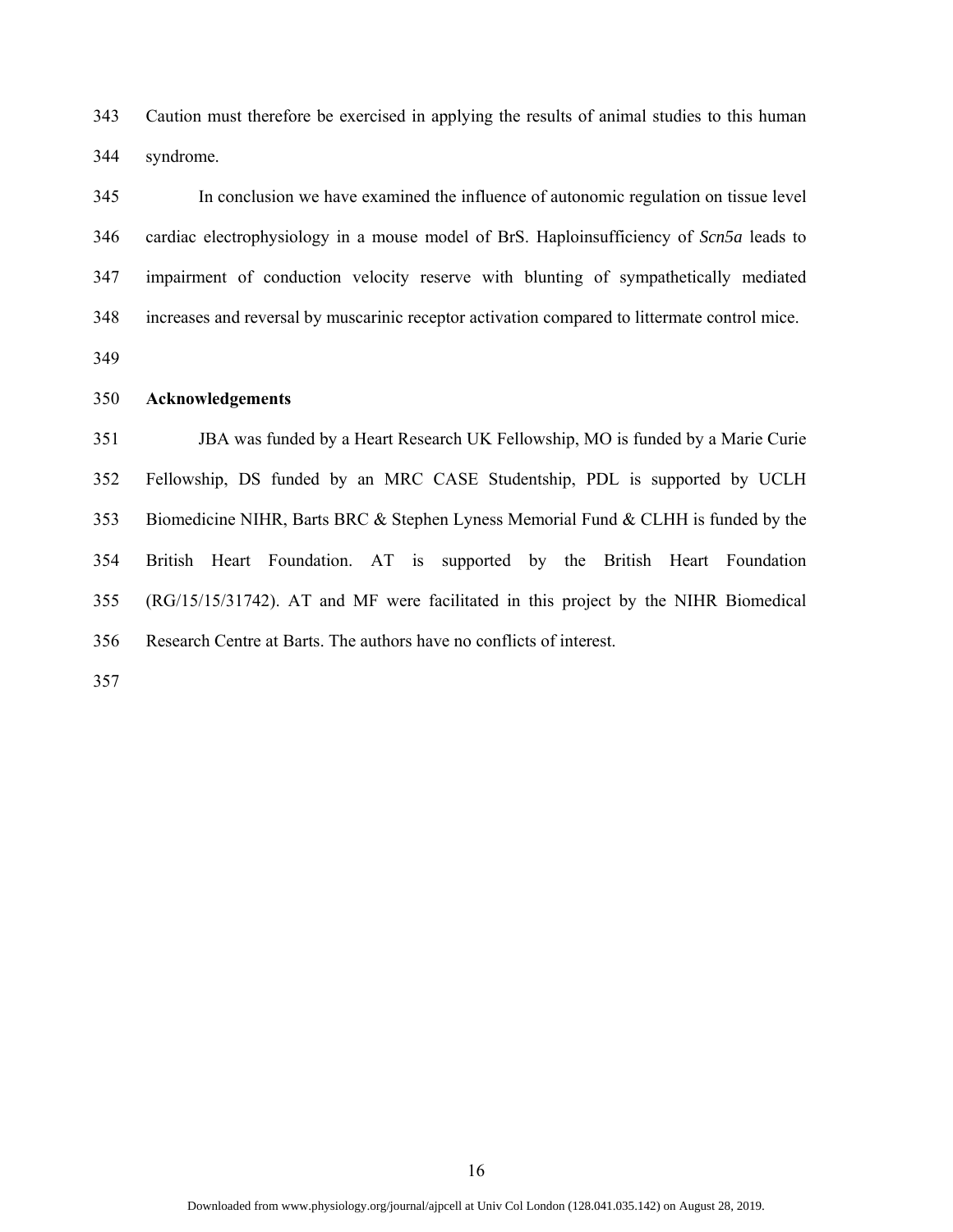Caution must therefore be exercised in applying the results of animal studies to this human syndrome.

In conclusion we have examined the influence of autonomic regulation on tissue level cardiac electrophysiology in a mouse model of BrS. Haploinsufficiency of *Scn5a* leads to impairment of conduction velocity reserve with blunting of sympathetically mediated increases and reversal by muscarinic receptor activation compared to littermate control mice.

## Acknowledgements

JBA was funded by a Heart Research UK Fellowship, MO is funded by a Marie Curie Fellowship, DS funded by an MRC CASE Studentship, PDL is supported by UCLH Biomedicine NIHR, Barts BRC & Stephen Lyness Memorial Fund & CLHH is funded by the British Heart Foundation. AT is supported by the British Heart Foundation (RG/15/15/31742). AT and MF were facilitated in this project by the NIHR Biomedical Research Centre at Barts. The authors have no conflicts of interest.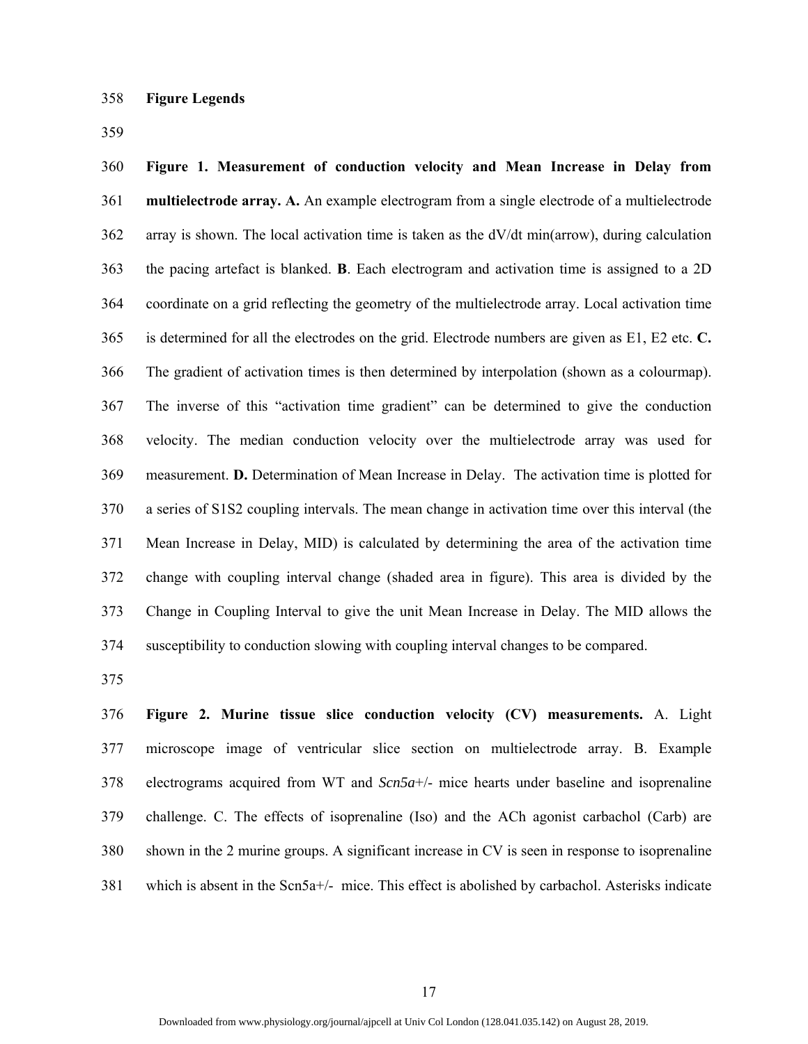**Figure Legends**

**Figure 1. Measurement of conduction velocity and Mean Increase in Delay from multielectrode array. A.** An example electrogram from a single electrode of a multielectrode array is shown. The local activation time is taken as the dV/dt min(arrow), during calculation the pacing artefact is blanked. **B**. Each electrogram and activation time is assigned to a 2D coordinate on a grid reflecting the geometry of the multielectrode array. Local activation time is determined for all the electrodes on the grid. Electrode numbers are given as E1, E2 etc. **C.** The gradient of activation times is then determined by interpolation (shown as a colourmap). The inverse of this "activation time gradient" can be determined to give the conduction velocity. The median conduction velocity over the multielectrode array was used for measurement. **D.** Determination of Mean Increase in Delay. The activation time is plotted for a series of S1S2 coupling intervals. The mean change in activation time over this interval (the Mean Increase in Delay, MID) is calculated by determining the area of the activation time change with coupling interval change (shaded area in figure). This area is divided by the Change in Coupling Interval to give the unit Mean Increase in Delay. The MID allows the susceptibility to conduction slowing with coupling interval changes to be compared.

**Figure 2. Murine tissue slice conduction velocity (CV) measurements.** A. Light microscope image of ventricular slice section on multielectrode array. B. Example electrograms acquired from WT and *Scn5a*+/- mice hearts under baseline and isoprenaline challenge. C. The effects of isoprenaline (Iso) and the ACh agonist carbachol (Carb) are shown in the 2 murine groups. A significant increase in CV is seen in response to isoprenaline which is absent in the Scn5a+/- mice. This effect is abolished by carbachol. Asterisks indicate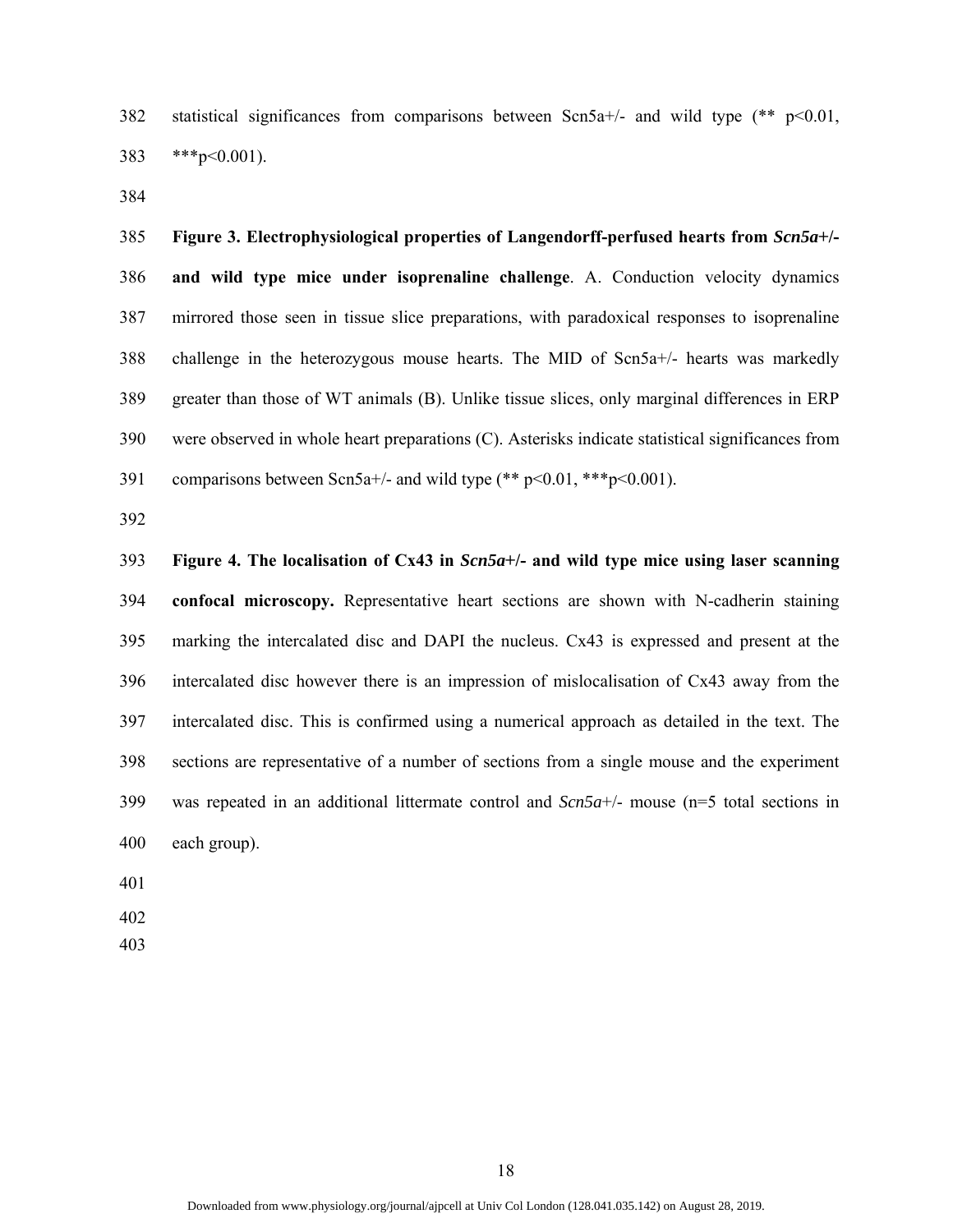statistical significances from comparisons between Scn5a+/- and wild type (** p<0.01, ***p<0.001).

**Figure 3. Electrophysiological properties of Langendorff-perfused hearts from *Scn5a*+/- and wild type mice under isoprenaline challenge**. A. Conduction velocity dynamics mirrored those seen in tissue slice preparations, with paradoxical responses to isoprenaline challenge in the heterozygous mouse hearts. The MID of Scn5a+/- hearts was markedly greater than those of WT animals (B). Unlike tissue slices, only marginal differences in ERP were observed in whole heart preparations (C). Asterisks indicate statistical significances from comparisons between Scn5a+/- and wild type (** p<0.01, ***p<0.001).

**Figure 4. The localisation of Cx43 in *Scn5a*+/- and wild type mice using laser scanning confocal microscopy.** Representative heart sections are shown with N-cadherin staining marking the intercalated disc and DAPI the nucleus. Cx43 is expressed and present at the intercalated disc however there is an impression of mislocalisation of Cx43 away from the intercalated disc. This is confirmed using a numerical approach as detailed in the text. The sections are representative of a number of sections from a single mouse and the experiment was repeated in an additional littermate control and *Scn5a*+/- mouse (n=5 total sections in each group).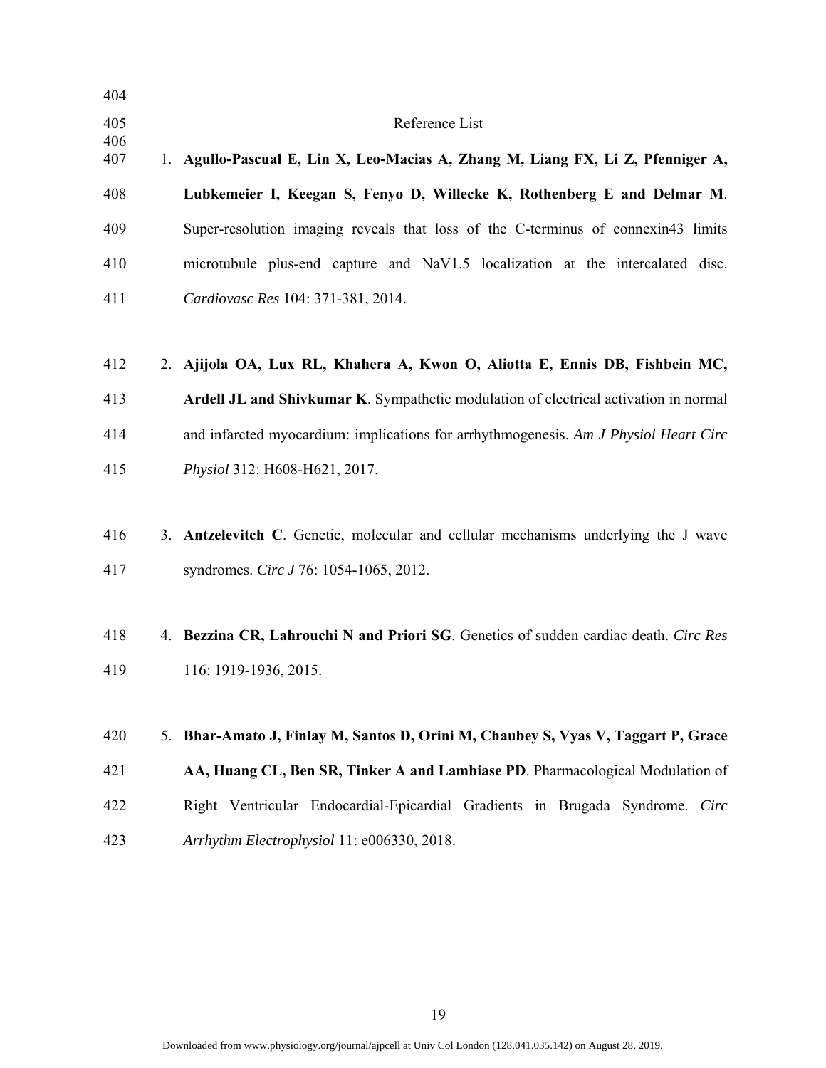# Reference List

1. **Agullo-Pascual E, Lin X, Leo-Macias A, Zhang M, Liang FX, Li Z, Pfenniger A, Lubkemeier I, Keegan S, Fenyo D, Willecke K, Rothenberg E and Delmar M**. Super-resolution imaging reveals that loss of the C-terminus of connexin43 limits microtubule plus-end capture and NaV1.5 localization at the intercalated disc. *Cardiovasc Res* 104: 371-381, 2014.

2. **Ajijola OA, Lux RL, Khahera A, Kwon O, Aliotta E, Ennis DB, Fishbein MC, Ardell JL and Shivkumar K**. Sympathetic modulation of electrical activation in normal and infarcted myocardium: implications for arrhythmogenesis. *Am J Physiol Heart Circ Physiol* 312: H608-H621, 2017.

3. **Antzelevitch C**. Genetic, molecular and cellular mechanisms underlying the J wave syndromes. *Circ J* 76: 1054-1065, 2012.

4. **Bezzina CR, Lahrouchi N and Priori SG**. Genetics of sudden cardiac death. *Circ Res* 116: 1919-1936, 2015.

5. **Bhar-Amato J, Finlay M, Santos D, Orini M, Chaubey S, Vyas V, Taggart P, Grace AA, Huang CL, Ben SR, Tinker A and Lambiase PD**. Pharmacological Modulation of Right Ventricular Endocardial-Epicardial Gradients in Brugada Syndrome. *Circ Arrhythm Electrophysiol* 11: e006330, 2018.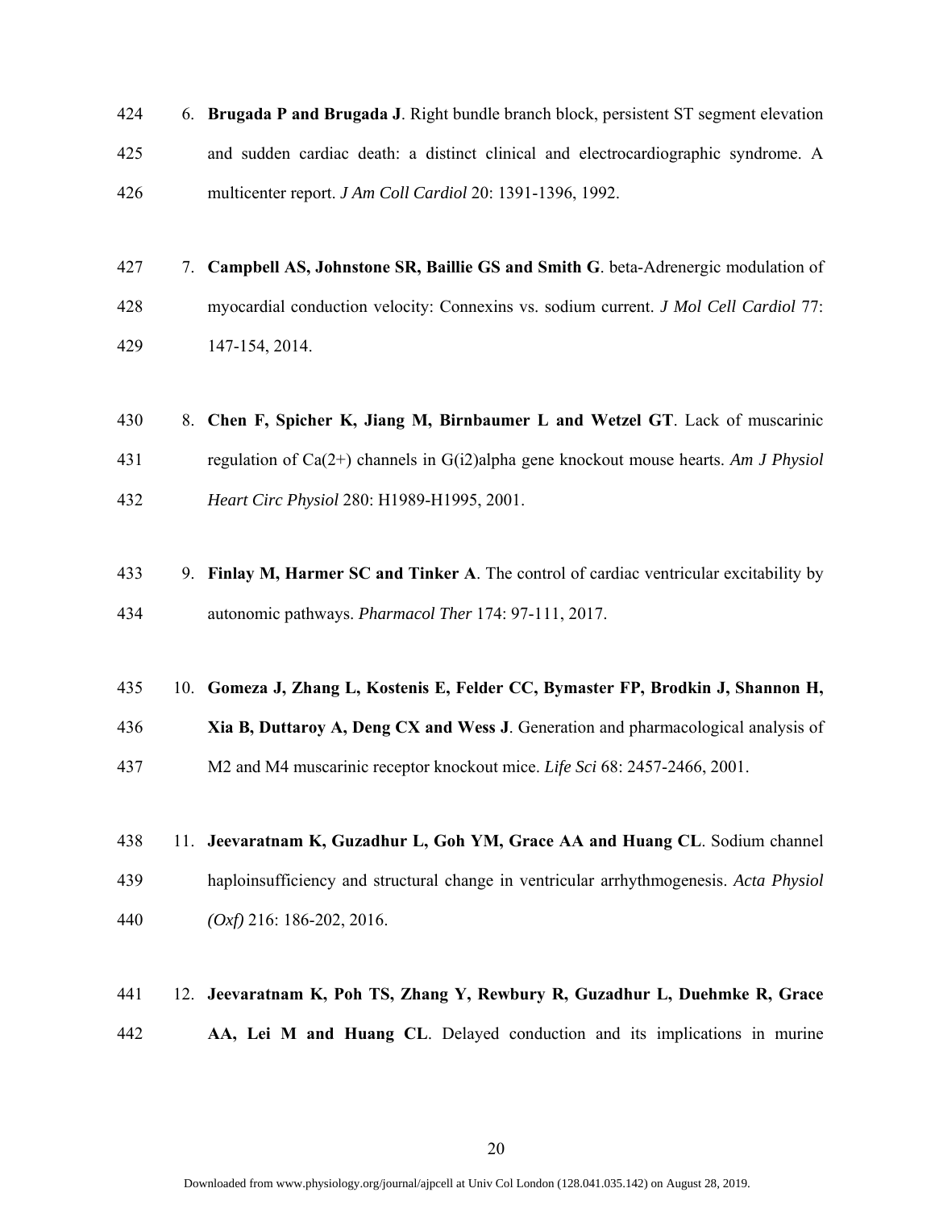6. **Brugada P and Brugada J**. Right bundle branch block, persistent ST segment elevation and sudden cardiac death: a distinct clinical and electrocardiographic syndrome. A multicenter report. *J Am Coll Cardiol* 20: 1391-1396, 1992.

7. **Campbell AS, Johnstone SR, Baillie GS and Smith G**. beta-Adrenergic modulation of myocardial conduction velocity: Connexins vs. sodium current. *J Mol Cell Cardiol* 77: 147-154, 2014.

8. **Chen F, Spicher K, Jiang M, Birnbaumer L and Wetzel GT**. Lack of muscarinic regulation of Ca(2+) channels in G(i2)alpha gene knockout mouse hearts. *Am J Physiol Heart Circ Physiol* 280: H1989-H1995, 2001.

9. **Finlay M, Harmer SC and Tinker A**. The control of cardiac ventricular excitability by autonomic pathways. *Pharmacol Ther* 174: 97-111, 2017.

10. **Gomeza J, Zhang L, Kostenis E, Felder CC, Bymaster FP, Brodkin J, Shannon H, Xia B, Duttaroy A, Deng CX and Wess J**. Generation and pharmacological analysis of M2 and M4 muscarinic receptor knockout mice. *Life Sci* 68: 2457-2466, 2001.

11. **Jeevaratnam K, Guzadhur L, Goh YM, Grace AA and Huang CL**. Sodium channel haploinsufficiency and structural change in ventricular arrhythmogenesis. *Acta Physiol (Oxf)* 216: 186-202, 2016.

12. **Jeevaratnam K, Poh TS, Zhang Y, Rewbury R, Guzadhur L, Duehmke R, Grace AA, Lei M and Huang CL**. Delayed conduction and its implications in murine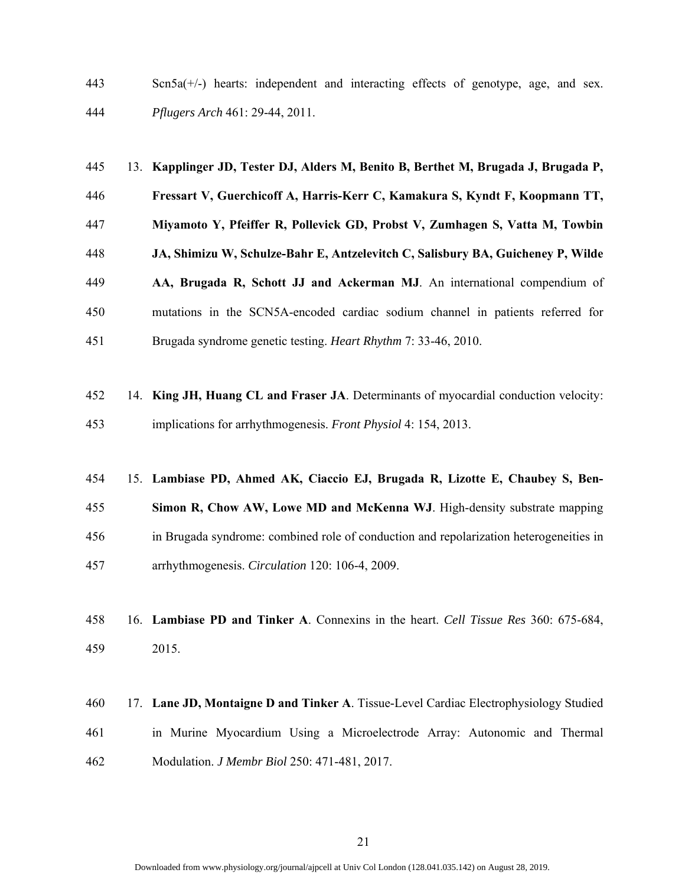Scn5a(+/-) hearts: independent and interacting effects of genotype, age, and sex. *Pflugers Arch* 461: 29-44, 2011.

13. **Kapplinger JD, Tester DJ, Alders M, Benito B, Berthet M, Brugada J, Brugada P, Fressart V, Guerchicoff A, Harris-Kerr C, Kamakura S, Kyndt F, Koopmann TT, Miyamoto Y, Pfeiffer R, Pollevick GD, Probst V, Zumhagen S, Vatta M, Towbin JA, Shimizu W, Schulze-Bahr E, Antzelevitch C, Salisbury BA, Guicheney P, Wilde AA, Brugada R, Schott JJ and Ackerman MJ**. An international compendium of mutations in the SCN5A-encoded cardiac sodium channel in patients referred for Brugada syndrome genetic testing. *Heart Rhythm* 7: 33-46, 2010.

14. **King JH, Huang CL and Fraser JA**. Determinants of myocardial conduction velocity: implications for arrhythmogenesis. *Front Physiol* 4: 154, 2013.

15. **Lambiase PD, Ahmed AK, Ciaccio EJ, Brugada R, Lizotte E, Chaubey S, Ben-Simon R, Chow AW, Lowe MD and McKenna WJ**. High-density substrate mapping in Brugada syndrome: combined role of conduction and repolarization heterogeneities in arrhythmogenesis. *Circulation* 120: 106-4, 2009.

16. **Lambiase PD and Tinker A**. Connexins in the heart. *Cell Tissue Res* 360: 675-684, 2015.

17. **Lane JD, Montaigne D and Tinker A**. Tissue-Level Cardiac Electrophysiology Studied in Murine Myocardium Using a Microelectrode Array: Autonomic and Thermal Modulation. *J Membr Biol* 250: 471-481, 2017.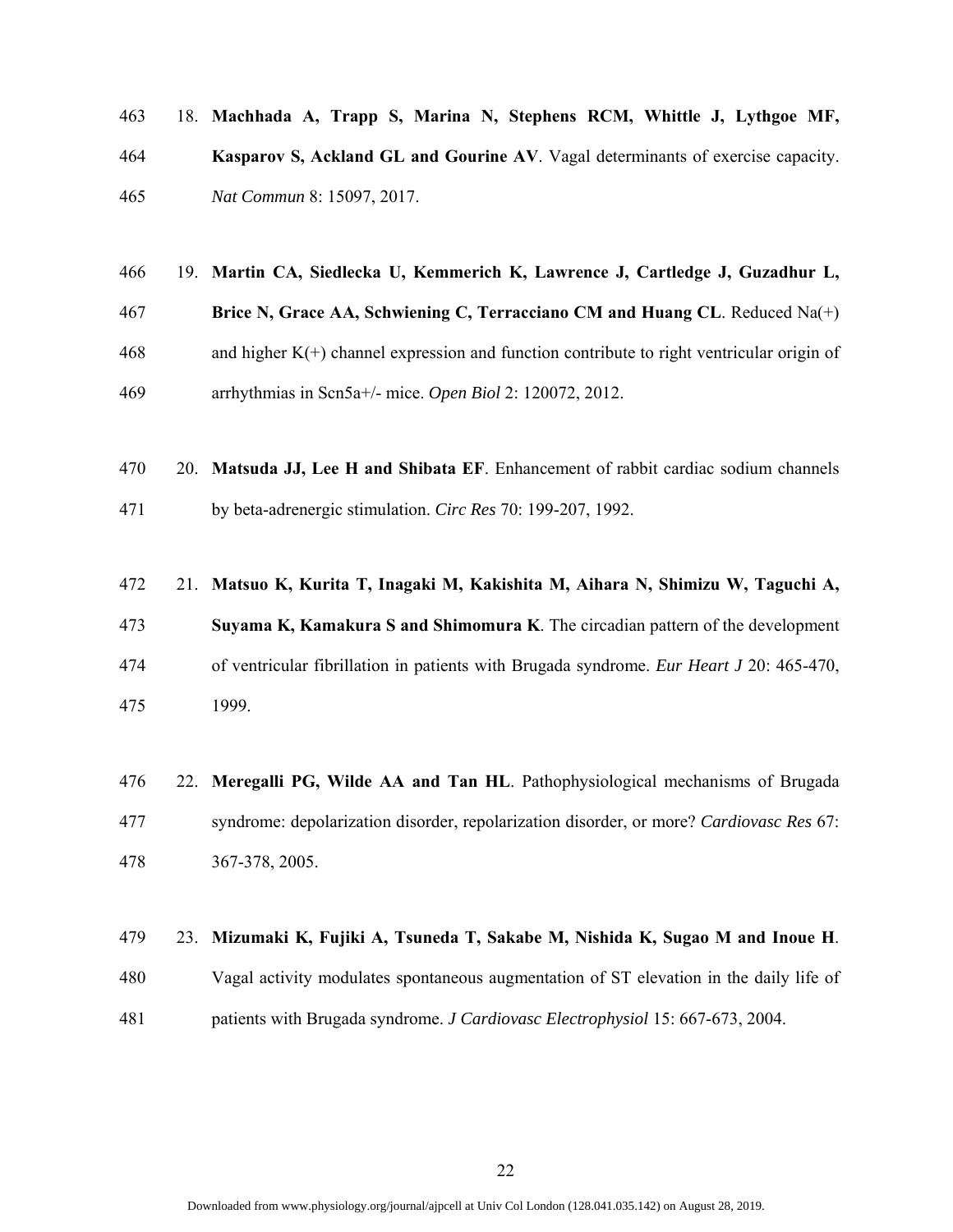18. **Machhada A, Trapp S, Marina N, Stephens RCM, Whittle J, Lythgoe MF, Kasparov S, Ackland GL and Gourine AV**. Vagal determinants of exercise capacity. *Nat Commun* 8: 15097, 2017.

19. **Martin CA, Siedlecka U, Kemmerich K, Lawrence J, Cartledge J, Guzadhur L, Brice N, Grace AA, Schwiening C, Terracciano CM and Huang CL**. Reduced Na(+) and higher K(+) channel expression and function contribute to right ventricular origin of arrhythmias in Scn5a+/- mice. *Open Biol* 2: 120072, 2012.

20. **Matsuda JJ, Lee H and Shibata EF**. Enhancement of rabbit cardiac sodium channels by beta-adrenergic stimulation. *Circ Res* 70: 199-207, 1992.

21. **Matsuo K, Kurita T, Inagaki M, Kakishita M, Aihara N, Shimizu W, Taguchi A, Suyama K, Kamakura S and Shimomura K**. The circadian pattern of the development of ventricular fibrillation in patients with Brugada syndrome. *Eur Heart J* 20: 465-470, 1999.

22. **Meregalli PG, Wilde AA and Tan HL**. Pathophysiological mechanisms of Brugada syndrome: depolarization disorder, repolarization disorder, or more? *Cardiovasc Res* 67: 367-378, 2005.

23. **Mizumaki K, Fujiki A, Tsuneda T, Sakabe M, Nishida K, Sugao M and Inoue H**. Vagal activity modulates spontaneous augmentation of ST elevation in the daily life of patients with Brugada syndrome. *J Cardiovasc Electrophysiol* 15: 667-673, 2004.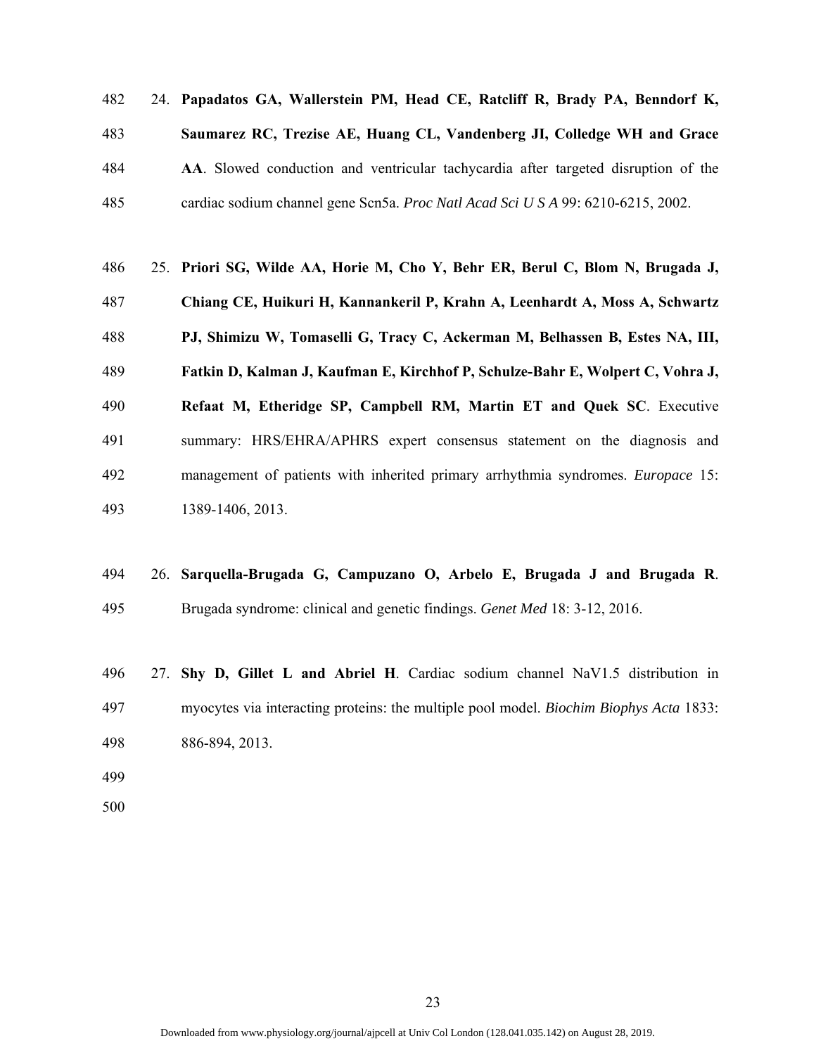24. **Papadatos GA, Wallerstein PM, Head CE, Ratcliff R, Brady PA, Benndorf K, Saumarez RC, Trezise AE, Huang CL, Vandenberg JI, Colledge WH and Grace AA**. Slowed conduction and ventricular tachycardia after targeted disruption of the cardiac sodium channel gene Scn5a. *Proc Natl Acad Sci U S A* 99: 6210-6215, 2002.

25. **Priori SG, Wilde AA, Horie M, Cho Y, Behr ER, Berul C, Blom N, Brugada J, Chiang CE, Huikuri H, Kannankeril P, Krahn A, Leenhardt A, Moss A, Schwartz PJ, Shimizu W, Tomaselli G, Tracy C, Ackerman M, Belhassen B, Estes NA, III, Fatkin D, Kalman J, Kaufman E, Kirchhof P, Schulze-Bahr E, Wolpert C, Vohra J, Refaat M, Etheridge SP, Campbell RM, Martin ET and Quek SC**. Executive summary: HRS/EHRA/APHRS expert consensus statement on the diagnosis and management of patients with inherited primary arrhythmia syndromes. *Europace* 15: 1389-1406, 2013.

26. **Sarquella-Brugada G, Campuzano O, Arbelo E, Brugada J and Brugada R**. Brugada syndrome: clinical and genetic findings. *Genet Med* 18: 3-12, 2016.

27. **Shy D, Gillet L and Abriel H**. Cardiac sodium channel NaV1.5 distribution in myocytes via interacting proteins: the multiple pool model. *Biochim Biophys Acta* 1833: 886-894, 2013.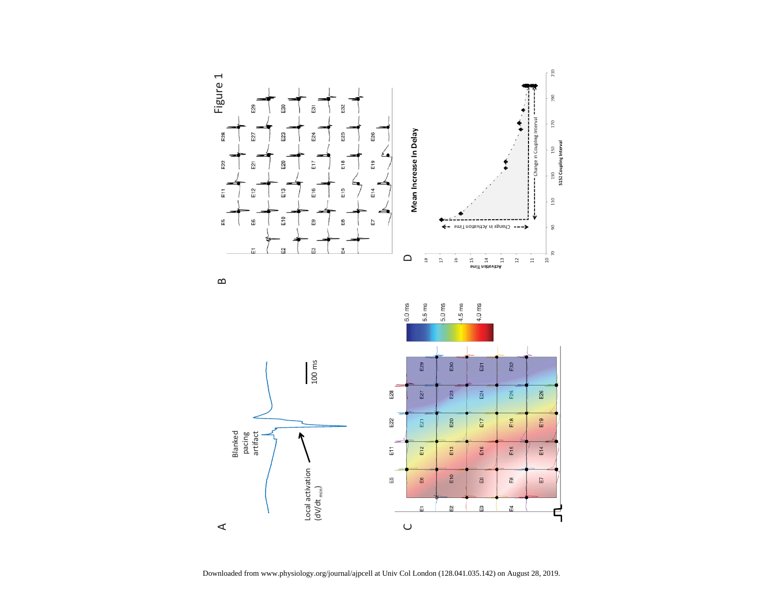Figure 1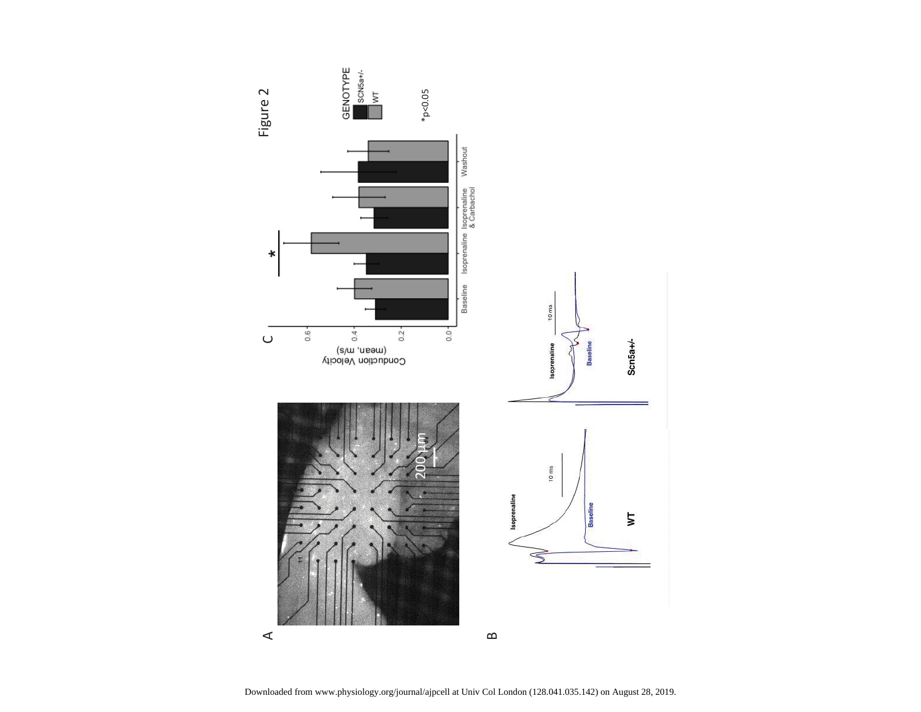Figure 2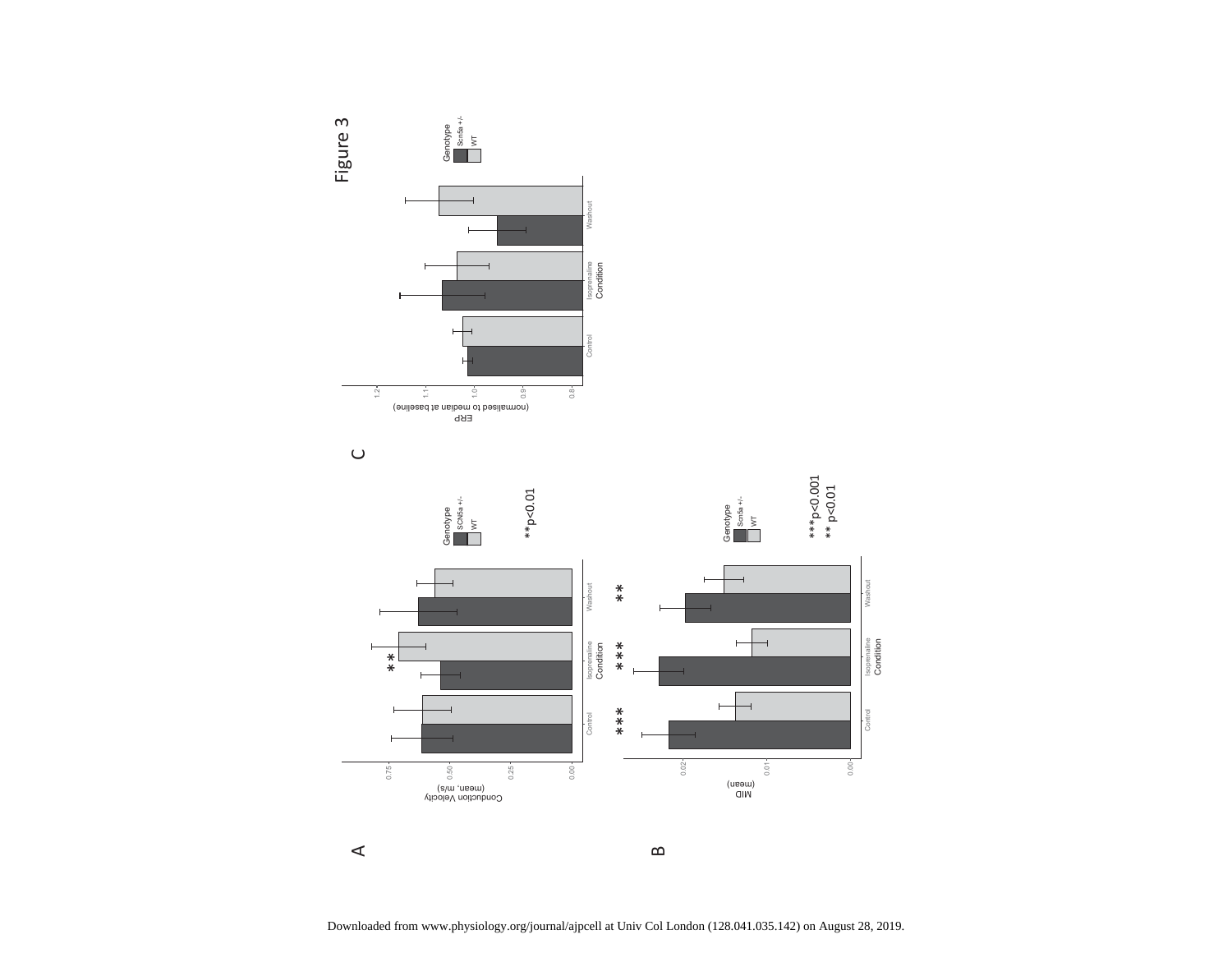Figure 3

A

B

C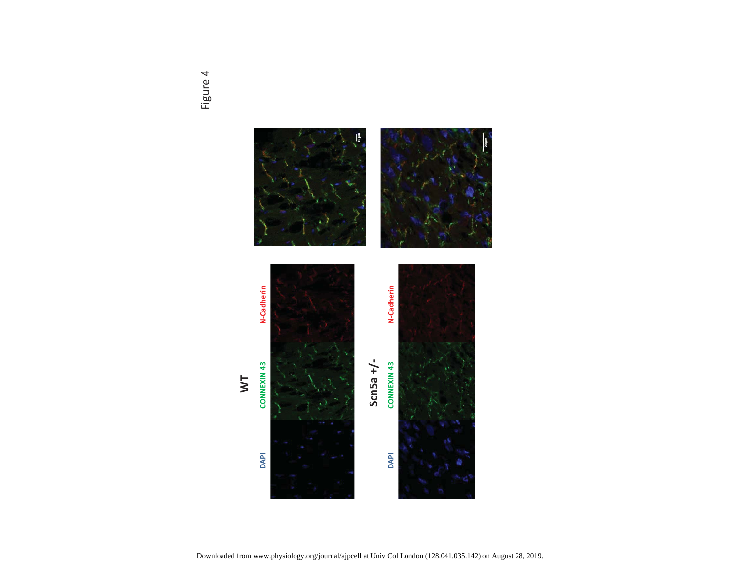Figure 4

WT

DAPI

CONNEXIN 43

N-Cadherin

10 µm

Scn5a +/-

DAPI

CONNEXIN 43

N-Cadherin

20 µm